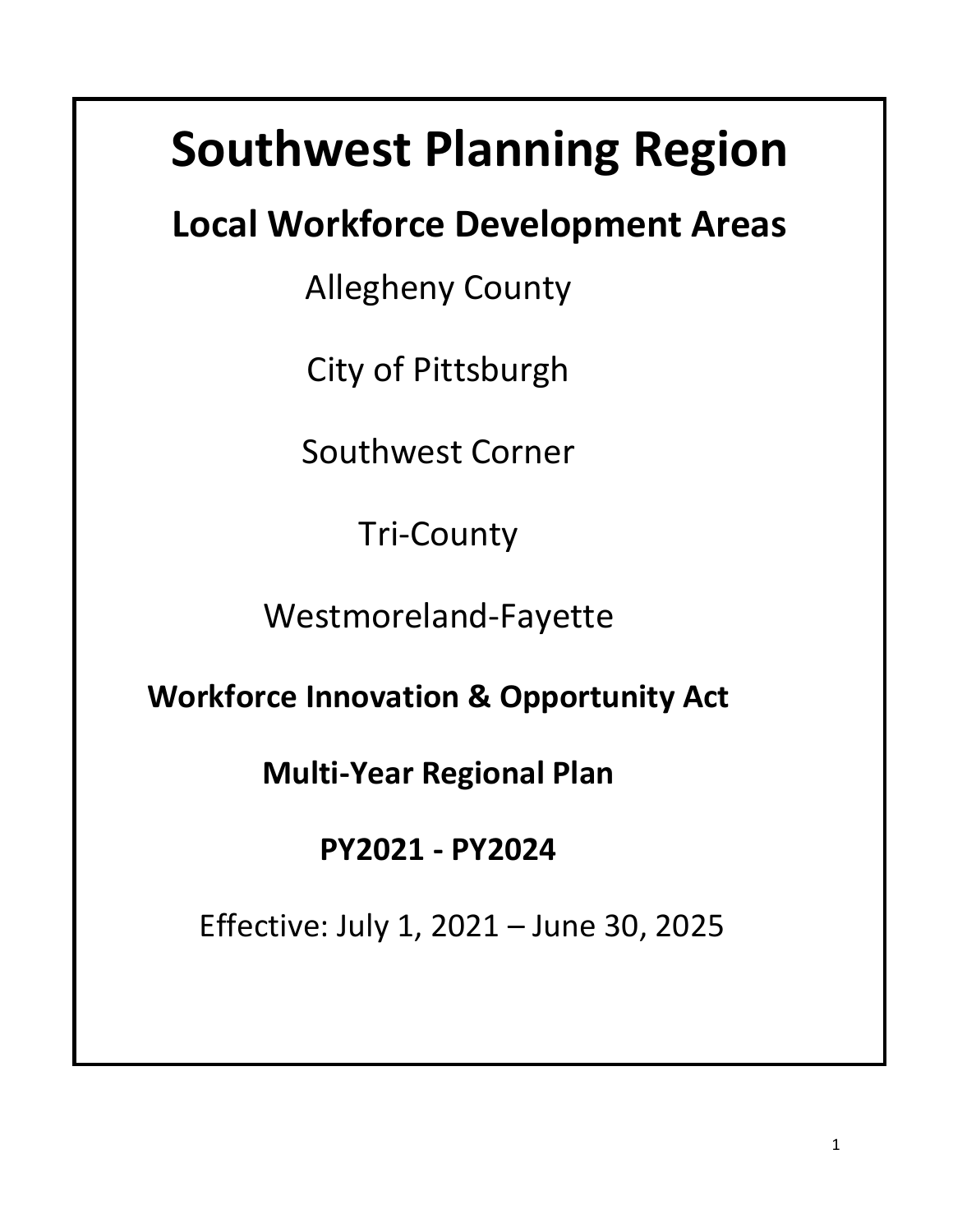# Southwest Planning Region

## Local Workforce Development Areas

Allegheny County

City of Pittsburgh

Southwest Corner

Tri-County

Westmoreland-Fayette

**Workforce Innovation & Opportunity Act**

**Multi-Year Regional Plan**

**PY2021 - PY2024**

Effective: July 1, 2021 – June 30, 2025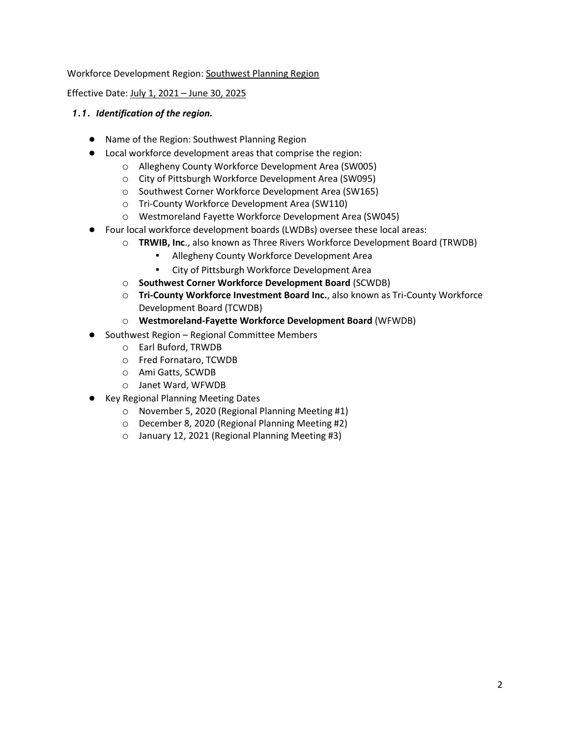Workforce Development Region: Southwest Planning Region

Effective Date: July 1, 2021 – June 30, 2025

### *1.1. Identification of the region.*

- Name of the Region: Southwest Planning Region
- Local workforce development areas that comprise the region:
  - Allegheny County Workforce Development Area (SW005)
  - City of Pittsburgh Workforce Development Area (SW095)
  - Southwest Corner Workforce Development Area (SW165)
  - Tri-County Workforce Development Area (SW110)
  - Westmoreland Fayette Workforce Development Area (SW045)
- Four local workforce development boards (LWDBs) oversee these local areas:
  - **TRWIB, Inc**., also known as Three Rivers Workforce Development Board (TRWDB)
    - Allegheny County Workforce Development Area
    - City of Pittsburgh Workforce Development Area
  - **Southwest Corner Workforce Development Board** (SCWDB)
  - **Tri-County Workforce Investment Board Inc.**, also known as Tri-County Workforce Development Board (TCWDB)
  - **Westmoreland-Fayette Workforce Development Board** (WFWDB)
- Southwest Region – Regional Committee Members
  - Earl Buford, TRWDB
  - Fred Fornataro, TCWDB
  - Ami Gatts, SCWDB
  - Janet Ward, WFWDB
- Key Regional Planning Meeting Dates
  - November 5, 2020 (Regional Planning Meeting #1)
  - December 8, 2020 (Regional Planning Meeting #2)
  - January 12, 2021 (Regional Planning Meeting #3)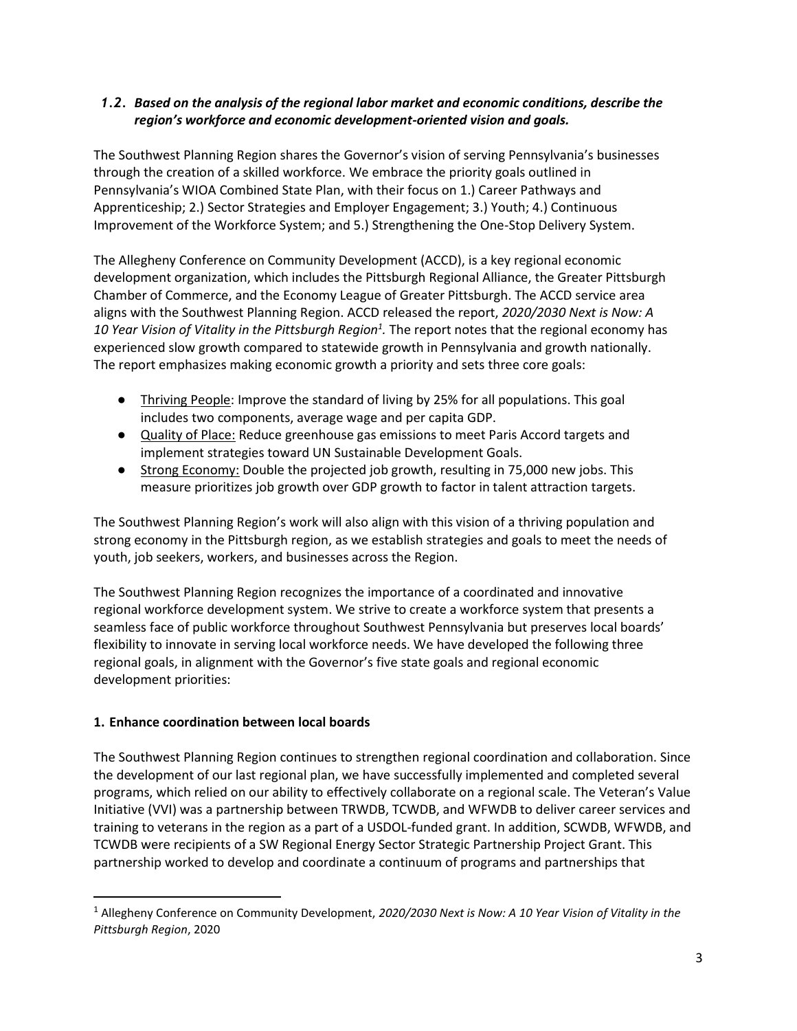### *1.2. Based on the analysis of the regional labor market and economic conditions, describe the region's workforce and economic development-oriented vision and goals.*

The Southwest Planning Region shares the Governor's vision of serving Pennsylvania's businesses through the creation of a skilled workforce. We embrace the priority goals outlined in Pennsylvania's WIOA Combined State Plan, with their focus on 1.) Career Pathways and Apprenticeship; 2.) Sector Strategies and Employer Engagement; 3.) Youth; 4.) Continuous Improvement of the Workforce System; and 5.) Strengthening the One-Stop Delivery System.

The Allegheny Conference on Community Development (ACCD), is a key regional economic development organization, which includes the Pittsburgh Regional Alliance, the Greater Pittsburgh Chamber of Commerce, and the Economy League of Greater Pittsburgh. The ACCD service area aligns with the Southwest Planning Region. ACCD released the report, *2020/2030 Next is Now: A 10 Year Vision of Vitality in the Pittsburgh Region*[1]. The report notes that the regional economy has experienced slow growth compared to statewide growth in Pennsylvania and growth nationally. The report emphasizes making economic growth a priority and sets three core goals:

- Thriving People: Improve the standard of living by 25% for all populations. This goal includes two components, average wage and per capita GDP.
- Quality of Place: Reduce greenhouse gas emissions to meet Paris Accord targets and implement strategies toward UN Sustainable Development Goals.
- Strong Economy: Double the projected job growth, resulting in 75,000 new jobs. This measure prioritizes job growth over GDP growth to factor in talent attraction targets.

The Southwest Planning Region's work will also align with this vision of a thriving population and strong economy in the Pittsburgh region, as we establish strategies and goals to meet the needs of youth, job seekers, workers, and businesses across the Region.

The Southwest Planning Region recognizes the importance of a coordinated and innovative regional workforce development system. We strive to create a workforce system that presents a seamless face of public workforce throughout Southwest Pennsylvania but preserves local boards' flexibility to innovate in serving local workforce needs. We have developed the following three regional goals, in alignment with the Governor's five state goals and regional economic development priorities:

**1. Enhance coordination between local boards**

The Southwest Planning Region continues to strengthen regional coordination and collaboration. Since the development of our last regional plan, we have successfully implemented and completed several programs, which relied on our ability to effectively collaborate on a regional scale. The Veteran's Value Initiative (VVI) was a partnership between TRWDB, TCWDB, and WFWDB to deliver career services and training to veterans in the region as a part of a USDOL-funded grant. In addition, SCWDB, WFWDB, and TCWDB were recipients of a SW Regional Energy Sector Strategic Partnership Project Grant. This partnership worked to develop and coordinate a continuum of programs and partnerships that

[1] Allegheny Conference on Community Development, *2020/2030 Next is Now: A 10 Year Vision of Vitality in the Pittsburgh Region*, 2020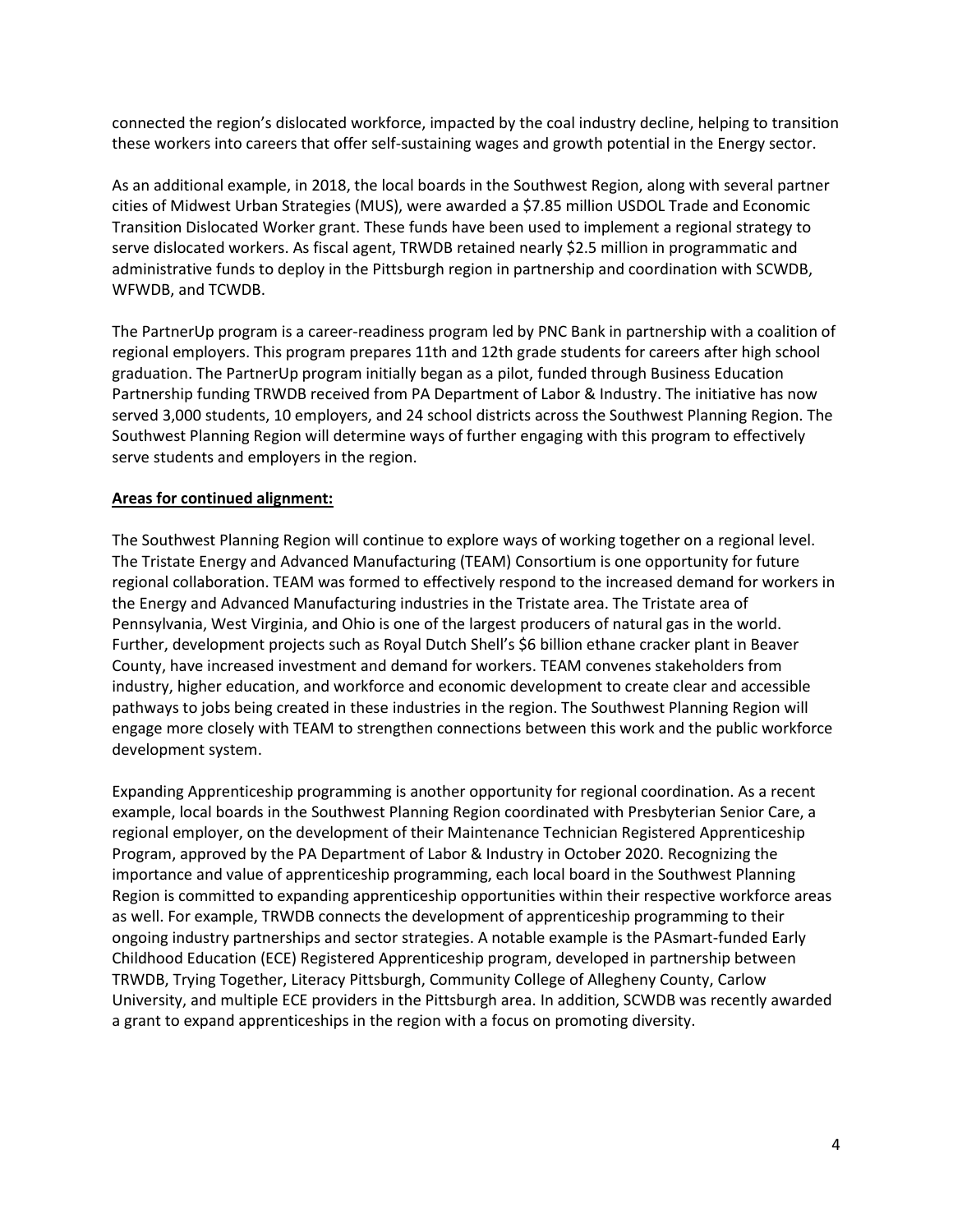connected the region's dislocated workforce, impacted by the coal industry decline, helping to transition these workers into careers that offer self-sustaining wages and growth potential in the Energy sector.

As an additional example, in 2018, the local boards in the Southwest Region, along with several partner cities of Midwest Urban Strategies (MUS), were awarded a $7.85 million USDOL Trade and Economic Transition Dislocated Worker grant. These funds have been used to implement a regional strategy to serve dislocated workers. As fiscal agent, TRWDB retained nearly $2.5 million in programmatic and administrative funds to deploy in the Pittsburgh region in partnership and coordination with SCWDB, WFWDB, and TCWDB.

The PartnerUp program is a career-readiness program led by PNC Bank in partnership with a coalition of regional employers. This program prepares 11th and 12th grade students for careers after high school graduation. The PartnerUp program initially began as a pilot, funded through Business Education Partnership funding TRWDB received from PA Department of Labor & Industry. The initiative has now served 3,000 students, 10 employers, and 24 school districts across the Southwest Planning Region. The Southwest Planning Region will determine ways of further engaging with this program to effectively serve students and employers in the region.

**Areas for continued alignment:**

The Southwest Planning Region will continue to explore ways of working together on a regional level. The Tristate Energy and Advanced Manufacturing (TEAM) Consortium is one opportunity for future regional collaboration. TEAM was formed to effectively respond to the increased demand for workers in the Energy and Advanced Manufacturing industries in the Tristate area. The Tristate area of Pennsylvania, West Virginia, and Ohio is one of the largest producers of natural gas in the world. Further, development projects such as Royal Dutch Shell's $6 billion ethane cracker plant in Beaver County, have increased investment and demand for workers. TEAM convenes stakeholders from industry, higher education, and workforce and economic development to create clear and accessible pathways to jobs being created in these industries in the region. The Southwest Planning Region will engage more closely with TEAM to strengthen connections between this work and the public workforce development system.

Expanding Apprenticeship programming is another opportunity for regional coordination. As a recent example, local boards in the Southwest Planning Region coordinated with Presbyterian Senior Care, a regional employer, on the development of their Maintenance Technician Registered Apprenticeship Program, approved by the PA Department of Labor & Industry in October 2020. Recognizing the importance and value of apprenticeship programming, each local board in the Southwest Planning Region is committed to expanding apprenticeship opportunities within their respective workforce areas as well. For example, TRWDB connects the development of apprenticeship programming to their ongoing industry partnerships and sector strategies. A notable example is the PAsmart-funded Early Childhood Education (ECE) Registered Apprenticeship program, developed in partnership between TRWDB, Trying Together, Literacy Pittsburgh, Community College of Allegheny County, Carlow University, and multiple ECE providers in the Pittsburgh area. In addition, SCWDB was recently awarded a grant to expand apprenticeships in the region with a focus on promoting diversity.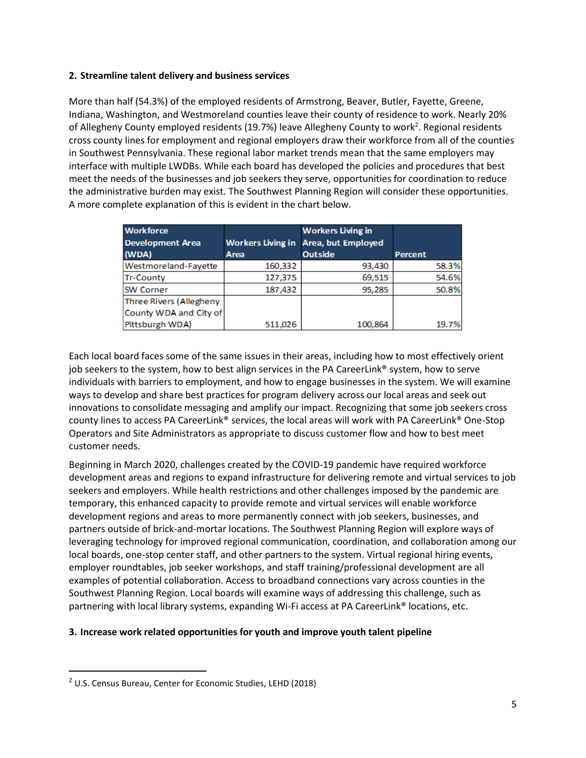## 2. Streamline talent delivery and business services

More than half (54.3%) of the employed residents of Armstrong, Beaver, Butler, Fayette, Greene, Indiana, Washington, and Westmoreland counties leave their county of residence to work. Nearly 20% of Allegheny County employed residents (19.7%) leave Allegheny County to work[2]. Regional residents cross county lines for employment and regional employers draw their workforce from all of the counties in Southwest Pennsylvania. These regional labor market trends mean that the same employers may interface with multiple LWDBs. While each board has developed the policies and procedures that best meet the needs of the businesses and job seekers they serve, opportunities for coordination to reduce the administrative burden may exist. The Southwest Planning Region will consider these opportunities. A more complete explanation of this is evident in the chart below.

| Workforce Development Area (WDA) | Workers Living in Area | Workers Living in Area, but Employed Outside | Percent |
|---|---|---|---|
| Westmoreland-Fayette | 160,332 | 93,430 | 58.3% |
| Tr-County | 127,375 | 69,515 | 54.6% |
| SW Corner | 187,432 | 95,285 | 50.8% |
| Three Rivers (Allegheny County WDA and City of Pittsburgh WDA) | 511,026 | 100,864 | 19.7% |

Each local board faces some of the same issues in their areas, including how to most effectively orient job seekers to the system, how to best align services in the PA CareerLink® system, how to serve individuals with barriers to employment, and how to engage businesses in the system. We will examine ways to develop and share best practices for program delivery across our local areas and seek out innovations to consolidate messaging and amplify our impact. Recognizing that some job seekers cross county lines to access PA CareerLink® services, the local areas will work with PA CareerLink® One-Stop Operators and Site Administrators as appropriate to discuss customer flow and how to best meet customer needs.

Beginning in March 2020, challenges created by the COVID-19 pandemic have required workforce development areas and regions to expand infrastructure for delivering remote and virtual services to job seekers and employers. While health restrictions and other challenges imposed by the pandemic are temporary, this enhanced capacity to provide remote and virtual services will enable workforce development regions and areas to more permanently connect with job seekers, businesses, and partners outside of brick-and-mortar locations. The Southwest Planning Region will explore ways of leveraging technology for improved regional communication, coordination, and collaboration among our local boards, one-stop center staff, and other partners to the system. Virtual regional hiring events, employer roundtables, job seeker workshops, and staff training/professional development are all examples of potential collaboration. Access to broadband connections vary across counties in the Southwest Planning Region. Local boards will examine ways of addressing this challenge, such as partnering with local library systems, expanding Wi-Fi access at PA CareerLink® locations, etc.

## 3. Increase work related opportunities for youth and improve youth talent pipeline

[2] U.S. Census Bureau, Center for Economic Studies, LEHD (2018)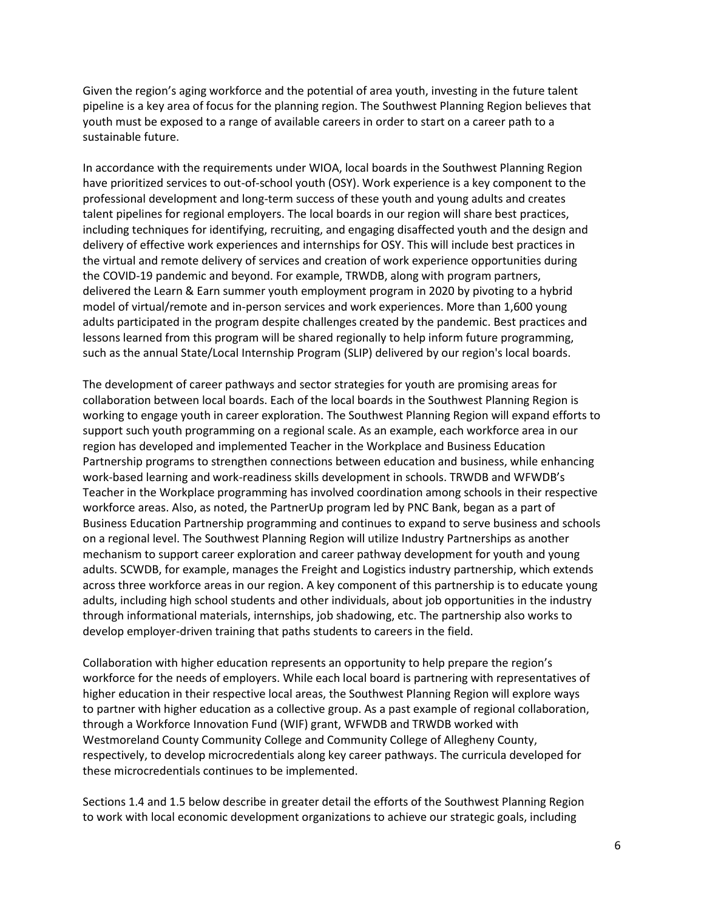Given the region's aging workforce and the potential of area youth, investing in the future talent pipeline is a key area of focus for the planning region. The Southwest Planning Region believes that youth must be exposed to a range of available careers in order to start on a career path to a sustainable future.

In accordance with the requirements under WIOA, local boards in the Southwest Planning Region have prioritized services to out-of-school youth (OSY). Work experience is a key component to the professional development and long-term success of these youth and young adults and creates talent pipelines for regional employers. The local boards in our region will share best practices, including techniques for identifying, recruiting, and engaging disaffected youth and the design and delivery of effective work experiences and internships for OSY. This will include best practices in the virtual and remote delivery of services and creation of work experience opportunities during the COVID-19 pandemic and beyond. For example, TRWDB, along with program partners, delivered the Learn & Earn summer youth employment program in 2020 by pivoting to a hybrid model of virtual/remote and in-person services and work experiences. More than 1,600 young adults participated in the program despite challenges created by the pandemic. Best practices and lessons learned from this program will be shared regionally to help inform future programming, such as the annual State/Local Internship Program (SLIP) delivered by our region's local boards.

The development of career pathways and sector strategies for youth are promising areas for collaboration between local boards. Each of the local boards in the Southwest Planning Region is working to engage youth in career exploration. The Southwest Planning Region will expand efforts to support such youth programming on a regional scale. As an example, each workforce area in our region has developed and implemented Teacher in the Workplace and Business Education Partnership programs to strengthen connections between education and business, while enhancing work-based learning and work-readiness skills development in schools. TRWDB and WFWDB's Teacher in the Workplace programming has involved coordination among schools in their respective workforce areas. Also, as noted, the PartnerUp program led by PNC Bank, began as a part of Business Education Partnership programming and continues to expand to serve business and schools on a regional level. The Southwest Planning Region will utilize Industry Partnerships as another mechanism to support career exploration and career pathway development for youth and young adults. SCWDB, for example, manages the Freight and Logistics industry partnership, which extends across three workforce areas in our region. A key component of this partnership is to educate young adults, including high school students and other individuals, about job opportunities in the industry through informational materials, internships, job shadowing, etc. The partnership also works to develop employer-driven training that paths students to careers in the field.

Collaboration with higher education represents an opportunity to help prepare the region's workforce for the needs of employers. While each local board is partnering with representatives of higher education in their respective local areas, the Southwest Planning Region will explore ways to partner with higher education as a collective group. As a past example of regional collaboration, through a Workforce Innovation Fund (WIF) grant, WFWDB and TRWDB worked with Westmoreland County Community College and Community College of Allegheny County, respectively, to develop microcredentials along key career pathways. The curricula developed for these microcredentials continues to be implemented.

Sections 1.4 and 1.5 below describe in greater detail the efforts of the Southwest Planning Region to work with local economic development organizations to achieve our strategic goals, including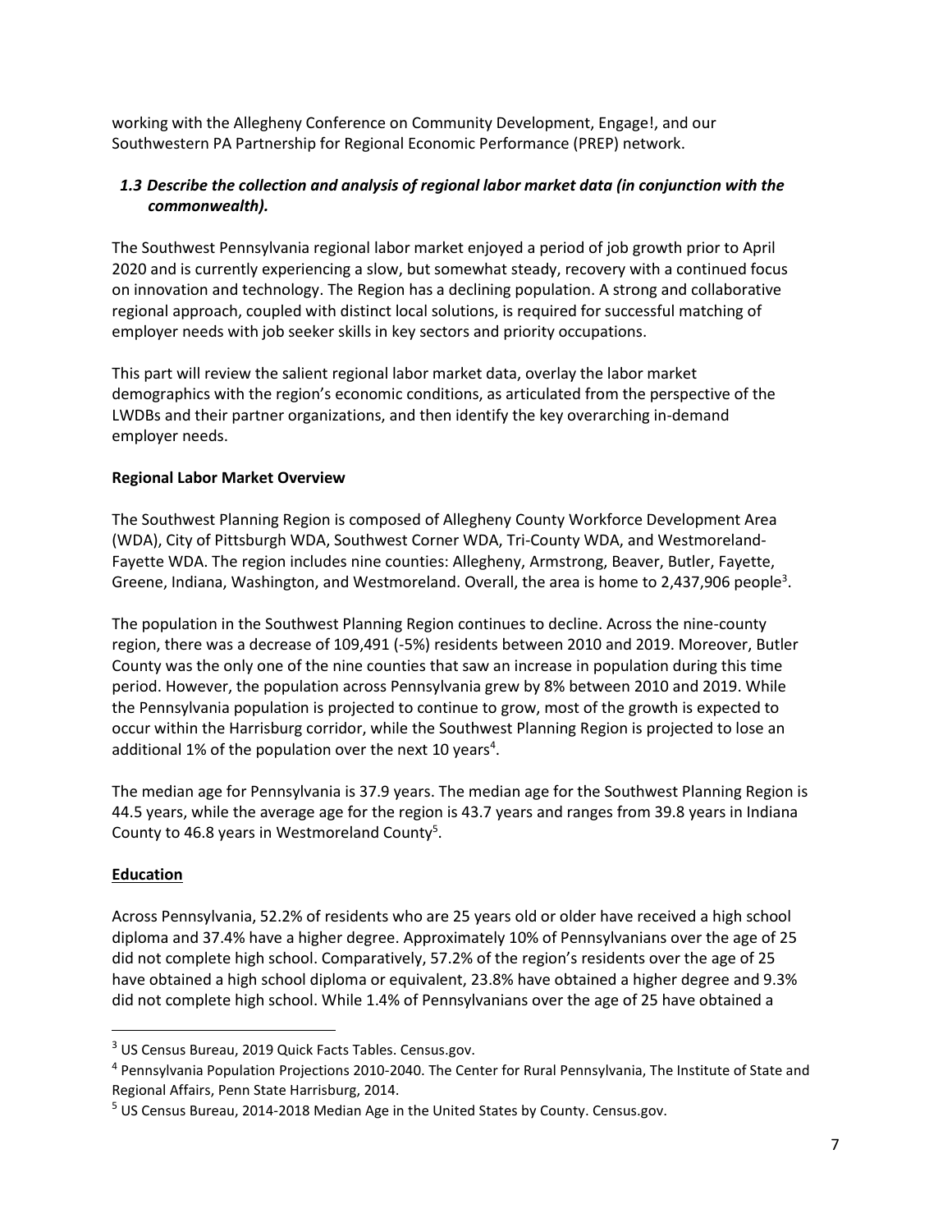working with the Allegheny Conference on Community Development, Engage!, and our Southwestern PA Partnership for Regional Economic Performance (PREP) network.

### *1.3 Describe the collection and analysis of regional labor market data (in conjunction with the commonwealth).*

The Southwest Pennsylvania regional labor market enjoyed a period of job growth prior to April 2020 and is currently experiencing a slow, but somewhat steady, recovery with a continued focus on innovation and technology. The Region has a declining population. A strong and collaborative regional approach, coupled with distinct local solutions, is required for successful matching of employer needs with job seeker skills in key sectors and priority occupations.

This part will review the salient regional labor market data, overlay the labor market demographics with the region's economic conditions, as articulated from the perspective of the LWDBs and their partner organizations, and then identify the key overarching in-demand employer needs.

**Regional Labor Market Overview**

The Southwest Planning Region is composed of Allegheny County Workforce Development Area (WDA), City of Pittsburgh WDA, Southwest Corner WDA, Tri-County WDA, and Westmoreland-Fayette WDA. The region includes nine counties: Allegheny, Armstrong, Beaver, Butler, Fayette, Greene, Indiana, Washington, and Westmoreland. Overall, the area is home to 2,437,906 people[3].

The population in the Southwest Planning Region continues to decline. Across the nine-county region, there was a decrease of 109,491 (-5%) residents between 2010 and 2019. Moreover, Butler County was the only one of the nine counties that saw an increase in population during this time period. However, the population across Pennsylvania grew by 8% between 2010 and 2019. While the Pennsylvania population is projected to continue to grow, most of the growth is expected to occur within the Harrisburg corridor, while the Southwest Planning Region is projected to lose an additional 1% of the population over the next 10 years[4].

The median age for Pennsylvania is 37.9 years. The median age for the Southwest Planning Region is 44.5 years, while the average age for the region is 43.7 years and ranges from 39.8 years in Indiana County to 46.8 years in Westmoreland County[5].

**Education**

Across Pennsylvania, 52.2% of residents who are 25 years old or older have received a high school diploma and 37.4% have a higher degree. Approximately 10% of Pennsylvanians over the age of 25 did not complete high school. Comparatively, 57.2% of the region's residents over the age of 25 have obtained a high school diploma or equivalent, 23.8% have obtained a higher degree and 9.3% did not complete high school. While 1.4% of Pennsylvanians over the age of 25 have obtained a

---

[3] US Census Bureau, 2019 Quick Facts Tables. Census.gov.

[4] Pennsylvania Population Projections 2010-2040. The Center for Rural Pennsylvania, The Institute of State and Regional Affairs, Penn State Harrisburg, 2014.

[5] US Census Bureau, 2014-2018 Median Age in the United States by County. Census.gov.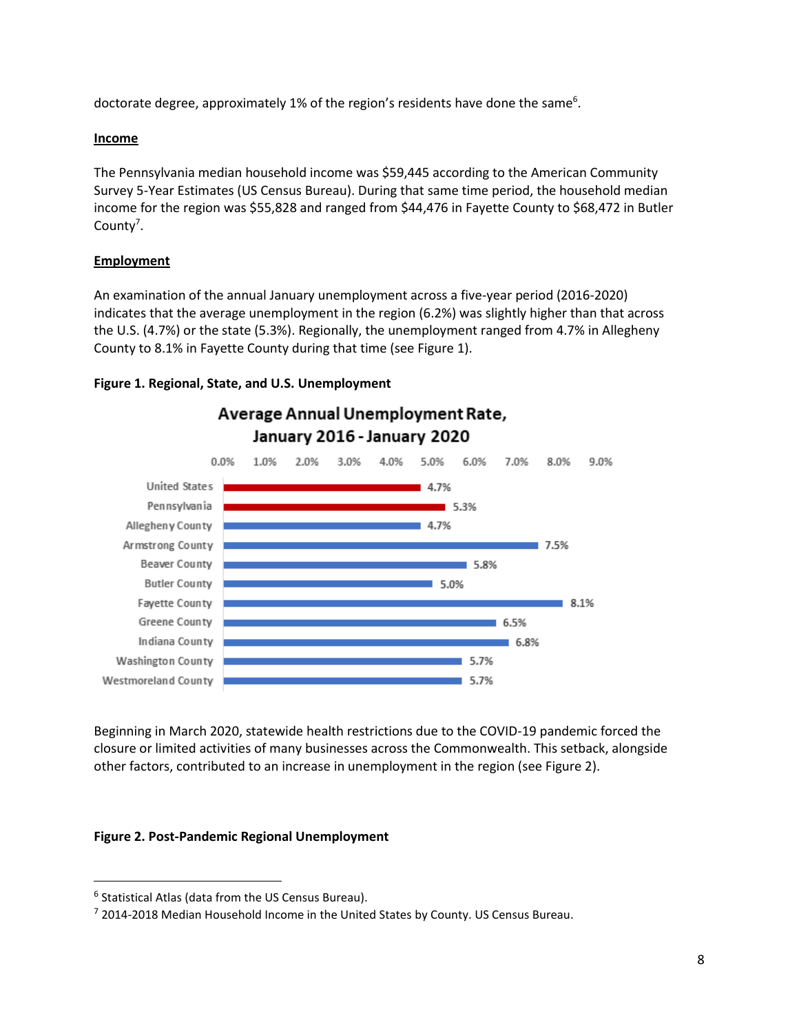doctorate degree, approximately 1% of the region's residents have done the same[6].

**Income**

The Pennsylvania median household income was $59,445 according to the American Community Survey 5-Year Estimates (US Census Bureau). During that same time period, the household median income for the region was $55,828 and ranged from $44,476 in Fayette County to $68,472 in Butler County[7].

**Employment**

An examination of the annual January unemployment across a five-year period (2016-2020) indicates that the average unemployment in the region (6.2%) was slightly higher than that across the U.S. (4.7%) or the state (5.3%). Regionally, the unemployment ranged from 4.7% in Allegheny County to 8.1% in Fayette County during that time (see Figure 1).

**Figure 1. Regional, State, and U.S. Unemployment**

Average Annual Unemployment Rate, January 2016 - January 2020

0.0% 1.0% 2.0% 3.0% 4.0% 5.0% 6.0% 7.0% 8.0% 9.0%

United States 4.7%
Pennsylvania 5.3%
Allegheny County 4.7%
Armstrong County 7.5%
Beaver County 5.8%
Butler County 5.0%
Fayette County 8.1%
Greene County 6.5%
Indiana County 6.8%
Washington County 5.7%
Westmoreland County 5.7%

Beginning in March 2020, statewide health restrictions due to the COVID-19 pandemic forced the closure or limited activities of many businesses across the Commonwealth. This setback, alongside other factors, contributed to an increase in unemployment in the region (see Figure 2).

**Figure 2. Post-Pandemic Regional Unemployment**

---

[6] Statistical Atlas (data from the US Census Bureau).

[7] 2014-2018 Median Household Income in the United States by County. US Census Bureau.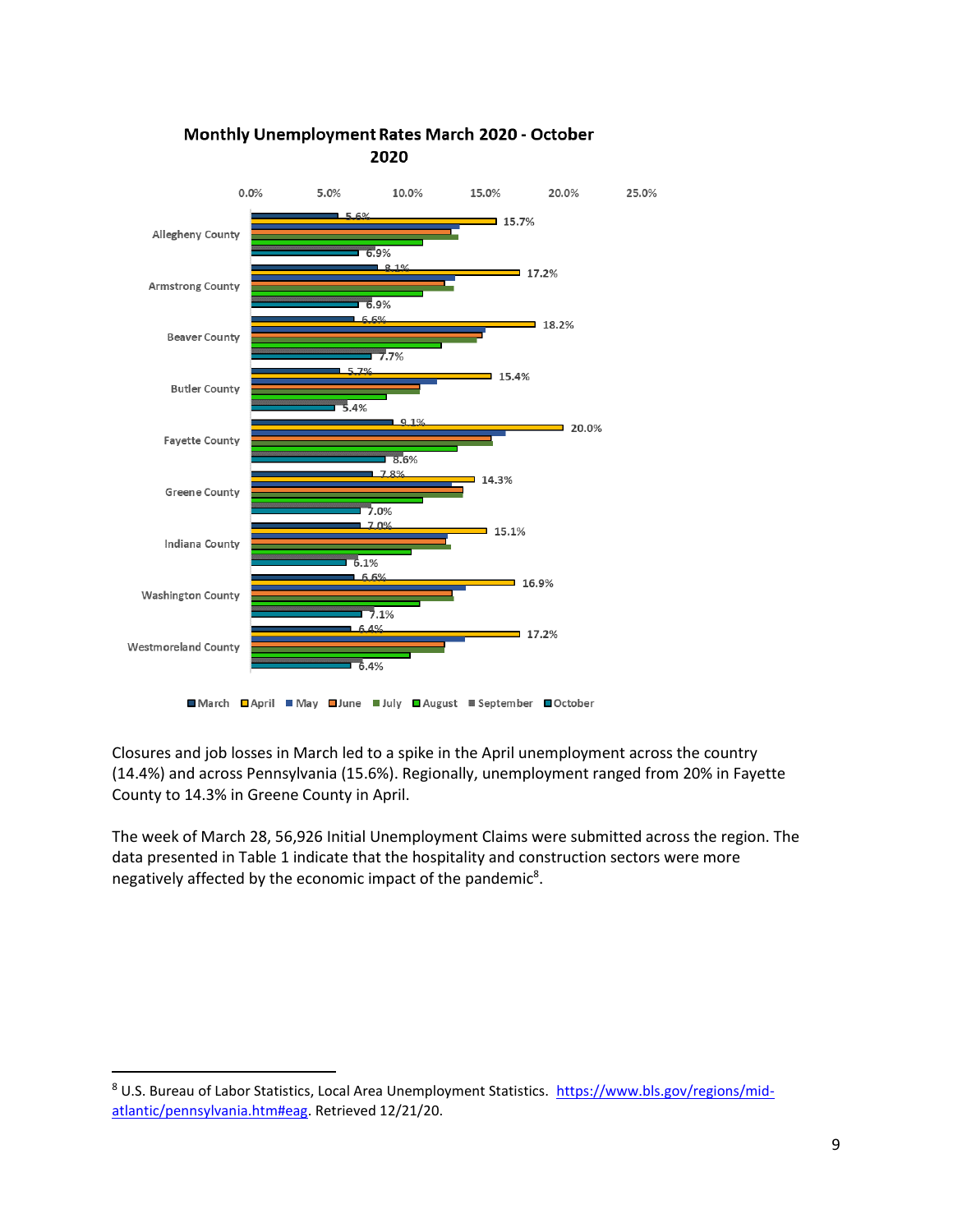## Monthly Unemployment Rates March 2020 - October 2020

| County | March | April | October |
|---|---|---|---|
| Allegheny County | 5.6% | 15.7% | 6.9% |
| Armstrong County | 8.1% | 17.2% | 6.9% |
| Beaver County | 6.6% | 18.2% | 7.7% |
| Butler County | 5.7% | 15.4% | 5.4% |
| Fayette County | 9.1% | 20.0% | 8.6% |
| Greene County | 7.8% | 14.3% | 7.0% |
| Indiana County | 7.0% | 15.1% | 6.1% |
| Washington County | 6.6% | 16.9% | 7.1% |
| Westmoreland County | 6.4% | 17.2% | 6.4% |

Closures and job losses in March led to a spike in the April unemployment across the country (14.4%) and across Pennsylvania (15.6%). Regionally, unemployment ranged from 20% in Fayette County to 14.3% in Greene County in April.

The week of March 28, 56,926 Initial Unemployment Claims were submitted across the region. The data presented in Table 1 indicate that the hospitality and construction sectors were more negatively affected by the economic impact of the pandemic[8].

---

[8] U.S. Bureau of Labor Statistics, Local Area Unemployment Statistics. https://www.bls.gov/regions/mid-atlantic/pennsylvania.htm#eag. Retrieved 12/21/20.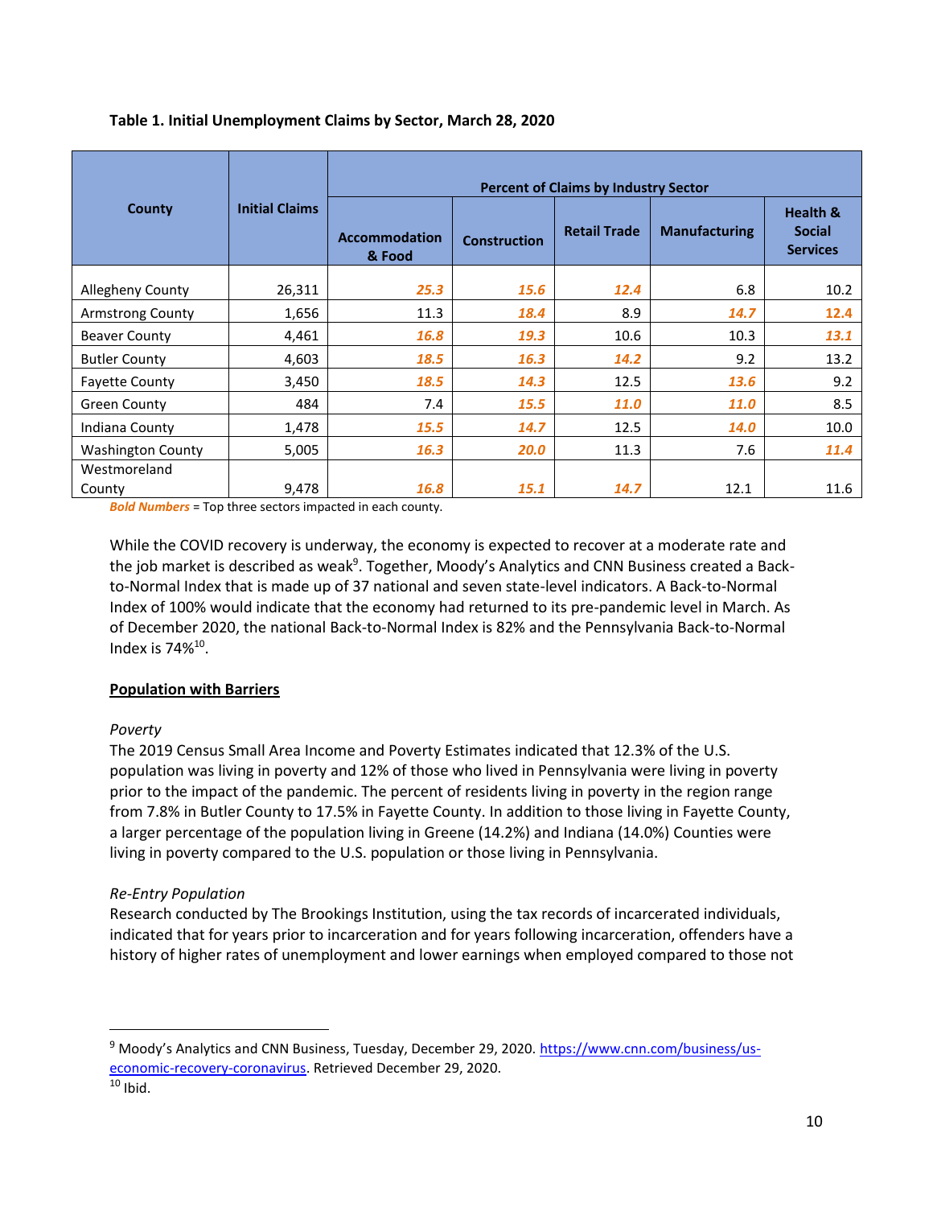**Table 1. Initial Unemployment Claims by Sector, March 28, 2020**

| County | Initial Claims | Percent of Claims by Industry Sector | | | | |
|---|---|---|---|---|---|---|
| | | Accommodation & Food | Construction | Retail Trade | Manufacturing | Health & Social Services |
| Allegheny County | 26,311 | ***25.3*** | ***15.6*** | ***12.4*** | 6.8 | 10.2 |
| Armstrong County | 1,656 | 11.3 | ***18.4*** | 8.9 | ***14.7*** | ***12.4*** |
| Beaver County | 4,461 | ***16.8*** | ***19.3*** | 10.6 | 10.3 | ***13.1*** |
| Butler County | 4,603 | ***18.5*** | ***16.3*** | ***14.2*** | 9.2 | 13.2 |
| Fayette County | 3,450 | ***18.5*** | ***14.3*** | 12.5 | ***13.6*** | 9.2 |
| Green County | 484 | 7.4 | ***15.5*** | ***11.0*** | ***11.0*** | 8.5 |
| Indiana County | 1,478 | ***15.5*** | ***14.7*** | 12.5 | ***14.0*** | 10.0 |
| Washington County | 5,005 | ***16.3*** | ***20.0*** | 11.3 | 7.6 | ***11.4*** |
| Westmoreland County | 9,478 | ***16.8*** | ***15.1*** | ***14.7*** | 12.1 | 11.6 |

***Bold Numbers*** = Top three sectors impacted in each county.

While the COVID recovery is underway, the economy is expected to recover at a moderate rate and the job market is described as weak[9]. Together, Moody's Analytics and CNN Business created a Back-to-Normal Index that is made up of 37 national and seven state-level indicators. A Back-to-Normal Index of 100% would indicate that the economy had returned to its pre-pandemic level in March. As of December 2020, the national Back-to-Normal Index is 82% and the Pennsylvania Back-to-Normal Index is 74%[10].

## Population with Barriers

*Poverty*

The 2019 Census Small Area Income and Poverty Estimates indicated that 12.3% of the U.S. population was living in poverty and 12% of those who lived in Pennsylvania were living in poverty prior to the impact of the pandemic. The percent of residents living in poverty in the region range from 7.8% in Butler County to 17.5% in Fayette County. In addition to those living in Fayette County, a larger percentage of the population living in Greene (14.2%) and Indiana (14.0%) Counties were living in poverty compared to the U.S. population or those living in Pennsylvania.

*Re-Entry Population*

Research conducted by The Brookings Institution, using the tax records of incarcerated individuals, indicated that for years prior to incarceration and for years following incarceration, offenders have a history of higher rates of unemployment and lower earnings when employed compared to those not

---

[9] Moody's Analytics and CNN Business, Tuesday, December 29, 2020. https://www.cnn.com/business/us-economic-recovery-coronavirus. Retrieved December 29, 2020.

[10] Ibid.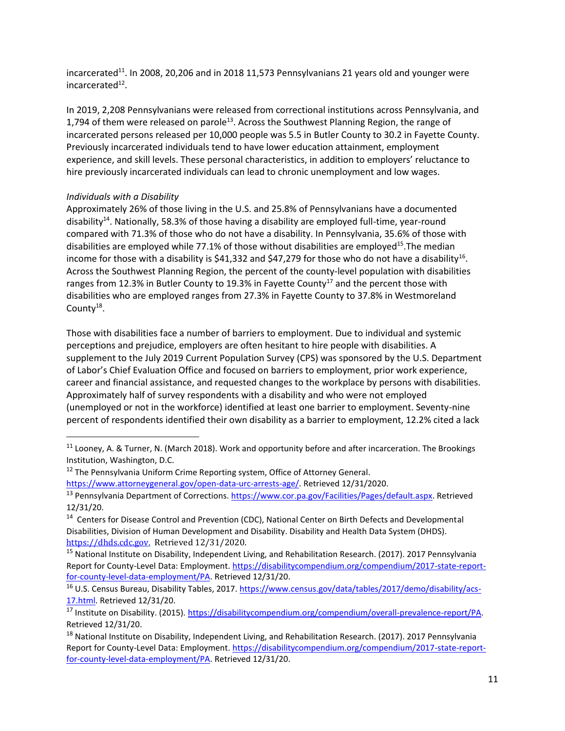incarcerated[11]. In 2008, 20,206 and in 2018 11,573 Pennsylvanians 21 years old and younger were incarcerated[12].

In 2019, 2,208 Pennsylvanians were released from correctional institutions across Pennsylvania, and 1,794 of them were released on parole[13]. Across the Southwest Planning Region, the range of incarcerated persons released per 10,000 people was 5.5 in Butler County to 30.2 in Fayette County. Previously incarcerated individuals tend to have lower education attainment, employment experience, and skill levels. These personal characteristics, in addition to employers' reluctance to hire previously incarcerated individuals can lead to chronic unemployment and low wages.

*Individuals with a Disability*

Approximately 26% of those living in the U.S. and 25.8% of Pennsylvanians have a documented disability[14]. Nationally, 58.3% of those having a disability are employed full-time, year-round compared with 71.3% of those who do not have a disability. In Pennsylvania, 35.6% of those with disabilities are employed while 77.1% of those without disabilities are employed[15]. The median income for those with a disability is $41,332 and $47,279 for those who do not have a disability[16]. Across the Southwest Planning Region, the percent of the county-level population with disabilities ranges from 12.3% in Butler County to 19.3% in Fayette County[17] and the percent those with disabilities who are employed ranges from 27.3% in Fayette County to 37.8% in Westmoreland County[18].

Those with disabilities face a number of barriers to employment. Due to individual and systemic perceptions and prejudice, employers are often hesitant to hire people with disabilities. A supplement to the July 2019 Current Population Survey (CPS) was sponsored by the U.S. Department of Labor's Chief Evaluation Office and focused on barriers to employment, prior work experience, career and financial assistance, and requested changes to the workplace by persons with disabilities. Approximately half of survey respondents with a disability and who were not employed (unemployed or not in the workforce) identified at least one barrier to employment. Seventy-nine percent of respondents identified their own disability as a barrier to employment, 12.2% cited a lack

---

[11] Looney, A. & Turner, N. (March 2018). Work and opportunity before and after incarceration. The Brookings Institution, Washington, D.C.

[12] The Pennsylvania Uniform Crime Reporting system, Office of Attorney General. https://www.attorneygeneral.gov/open-data-urc-arrests-age/. Retrieved 12/31/2020.

[13] Pennsylvania Department of Corrections. https://www.cor.pa.gov/Facilities/Pages/default.aspx. Retrieved 12/31/20.

[14] Centers for Disease Control and Prevention (CDC), National Center on Birth Defects and Developmental Disabilities, Division of Human Development and Disability. Disability and Health Data System (DHDS). https://dhds.cdc.gov. Retrieved 12/31/2020.

[15] National Institute on Disability, Independent Living, and Rehabilitation Research. (2017). 2017 Pennsylvania Report for County-Level Data: Employment. https://disabilitycompendium.org/compendium/2017-state-report-for-county-level-data-employment/PA. Retrieved 12/31/20.

[16] U.S. Census Bureau, Disability Tables, 2017. https://www.census.gov/data/tables/2017/demo/disability/acs-17.html. Retrieved 12/31/20.

[17] Institute on Disability. (2015). https://disabilitycompendium.org/compendium/overall-prevalence-report/PA. Retrieved 12/31/20.

[18] National Institute on Disability, Independent Living, and Rehabilitation Research. (2017). 2017 Pennsylvania Report for County-Level Data: Employment. https://disabilitycompendium.org/compendium/2017-state-report-for-county-level-data-employment/PA. Retrieved 12/31/20.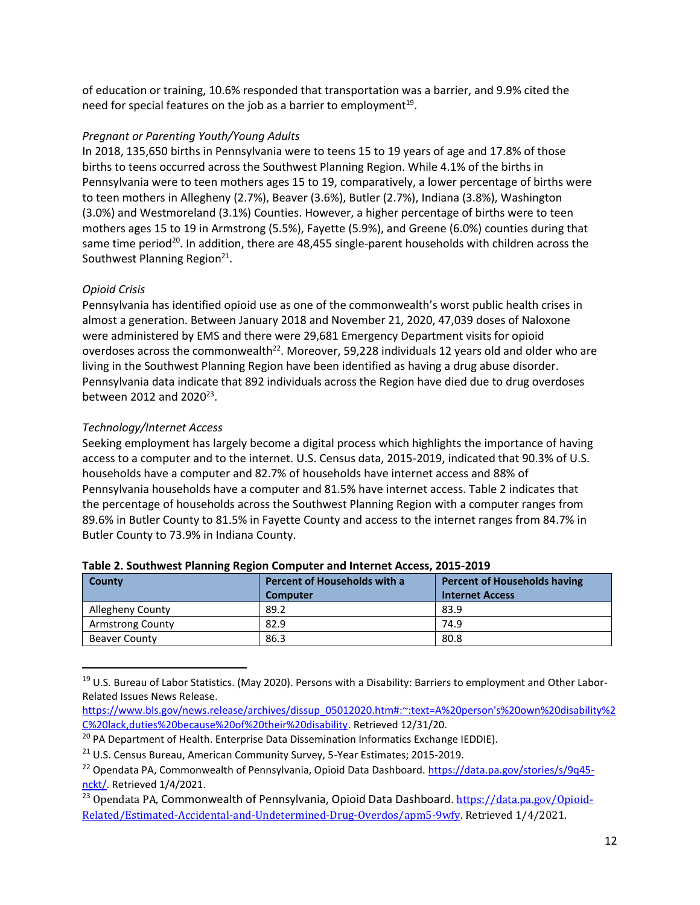of education or training, 10.6% responded that transportation was a barrier, and 9.9% cited the need for special features on the job as a barrier to employment[19].

*Pregnant or Parenting Youth/Young Adults*

In 2018, 135,650 births in Pennsylvania were to teens 15 to 19 years of age and 17.8% of those births to teens occurred across the Southwest Planning Region. While 4.1% of the births in Pennsylvania were to teen mothers ages 15 to 19, comparatively, a lower percentage of births were to teen mothers in Allegheny (2.7%), Beaver (3.6%), Butler (2.7%), Indiana (3.8%), Washington (3.0%) and Westmoreland (3.1%) Counties. However, a higher percentage of births were to teen mothers ages 15 to 19 in Armstrong (5.5%), Fayette (5.9%), and Greene (6.0%) counties during that same time period[20]. In addition, there are 48,455 single-parent households with children across the Southwest Planning Region[21].

*Opioid Crisis*

Pennsylvania has identified opioid use as one of the commonwealth's worst public health crises in almost a generation. Between January 2018 and November 21, 2020, 47,039 doses of Naloxone were administered by EMS and there were 29,681 Emergency Department visits for opioid overdoses across the commonwealth[22]. Moreover, 59,228 individuals 12 years old and older who are living in the Southwest Planning Region have been identified as having a drug abuse disorder. Pennsylvania data indicate that 892 individuals across the Region have died due to drug overdoses between 2012 and 2020[23].

*Technology/Internet Access*

Seeking employment has largely become a digital process which highlights the importance of having access to a computer and to the internet. U.S. Census data, 2015-2019, indicated that 90.3% of U.S. households have a computer and 82.7% of households have internet access and 88% of Pennsylvania households have a computer and 81.5% have internet access. Table 2 indicates that the percentage of households across the Southwest Planning Region with a computer ranges from 89.6% in Butler County to 81.5% in Fayette County and access to the internet ranges from 84.7% in Butler County to 73.9% in Indiana County.

**Table 2. Southwest Planning Region Computer and Internet Access, 2015-2019**

| County | Percent of Households with a Computer | Percent of Households having Internet Access |
|---|---|---|
| Allegheny County | 89.2 | 83.9 |
| Armstrong County | 82.9 | 74.9 |
| Beaver County | 86.3 | 80.8 |

---

[19] U.S. Bureau of Labor Statistics. (May 2020). Persons with a Disability: Barriers to employment and Other Labor-Related Issues News Release. https://www.bls.gov/news.release/archives/dissup_05012020.htm#:~:text=A%20person's%20own%20disability%2C%20lack,duties%20because%20of%20their%20disability. Retrieved 12/31/20.

[20] PA Department of Health. Enterprise Data Dissemination Informatics Exchange IEDDIE).

[21] U.S. Census Bureau, American Community Survey, 5-Year Estimates; 2015-2019.

[22] Opendata PA, Commonwealth of Pennsylvania, Opioid Data Dashboard. https://data.pa.gov/stories/s/9q45-nckt/. Retrieved 1/4/2021.

[23] Opendata PA, Commonwealth of Pennsylvania, Opioid Data Dashboard. https://data.pa.gov/Opioid-Related/Estimated-Accidental-and-Undetermined-Drug-Overdos/apm5-9wfy. Retrieved 1/4/2021.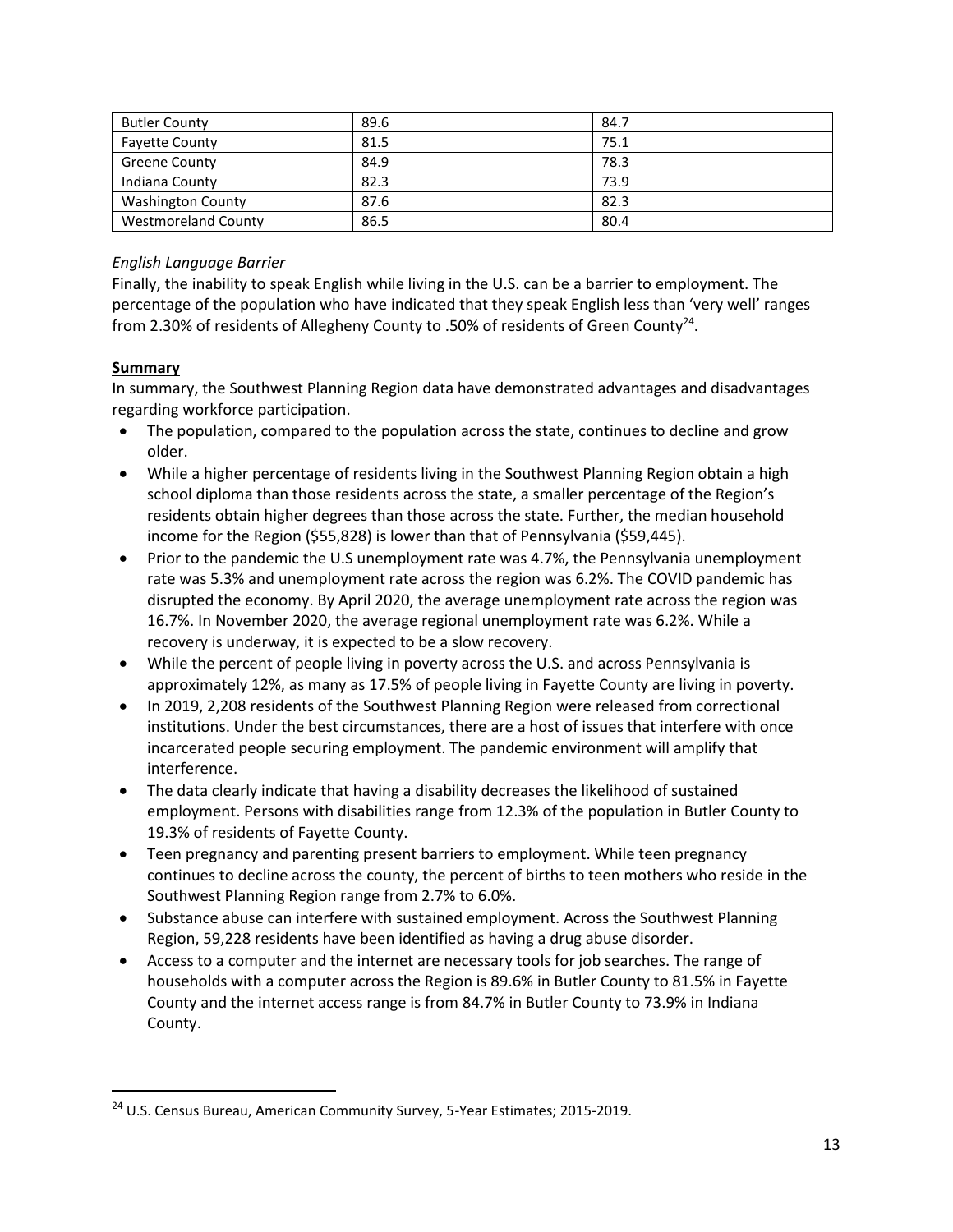| | | |
|---|---|---|
| Butler County | 89.6 | 84.7 |
| Fayette County | 81.5 | 75.1 |
| Greene County | 84.9 | 78.3 |
| Indiana County | 82.3 | 73.9 |
| Washington County | 87.6 | 82.3 |
| Westmoreland County | 86.5 | 80.4 |

*English Language Barrier*

Finally, the inability to speak English while living in the U.S. can be a barrier to employment. The percentage of the population who have indicated that they speak English less than 'very well' ranges from 2.30% of residents of Allegheny County to .50% of residents of Green County[24].

**Summary**

In summary, the Southwest Planning Region data have demonstrated advantages and disadvantages regarding workforce participation.

- The population, compared to the population across the state, continues to decline and grow older.
- While a higher percentage of residents living in the Southwest Planning Region obtain a high school diploma than those residents across the state, a smaller percentage of the Region's residents obtain higher degrees than those across the state. Further, the median household income for the Region ($55,828) is lower than that of Pennsylvania ($59,445).
- Prior to the pandemic the U.S unemployment rate was 4.7%, the Pennsylvania unemployment rate was 5.3% and unemployment rate across the region was 6.2%. The COVID pandemic has disrupted the economy. By April 2020, the average unemployment rate across the region was 16.7%. In November 2020, the average regional unemployment rate was 6.2%. While a recovery is underway, it is expected to be a slow recovery.
- While the percent of people living in poverty across the U.S. and across Pennsylvania is approximately 12%, as many as 17.5% of people living in Fayette County are living in poverty.
- In 2019, 2,208 residents of the Southwest Planning Region were released from correctional institutions. Under the best circumstances, there are a host of issues that interfere with once incarcerated people securing employment. The pandemic environment will amplify that interference.
- The data clearly indicate that having a disability decreases the likelihood of sustained employment. Persons with disabilities range from 12.3% of the population in Butler County to 19.3% of residents of Fayette County.
- Teen pregnancy and parenting present barriers to employment. While teen pregnancy continues to decline across the county, the percent of births to teen mothers who reside in the Southwest Planning Region range from 2.7% to 6.0%.
- Substance abuse can interfere with sustained employment. Across the Southwest Planning Region, 59,228 residents have been identified as having a drug abuse disorder.
- Access to a computer and the internet are necessary tools for job searches. The range of households with a computer across the Region is 89.6% in Butler County to 81.5% in Fayette County and the internet access range is from 84.7% in Butler County to 73.9% in Indiana County.

[24] U.S. Census Bureau, American Community Survey, 5-Year Estimates; 2015-2019.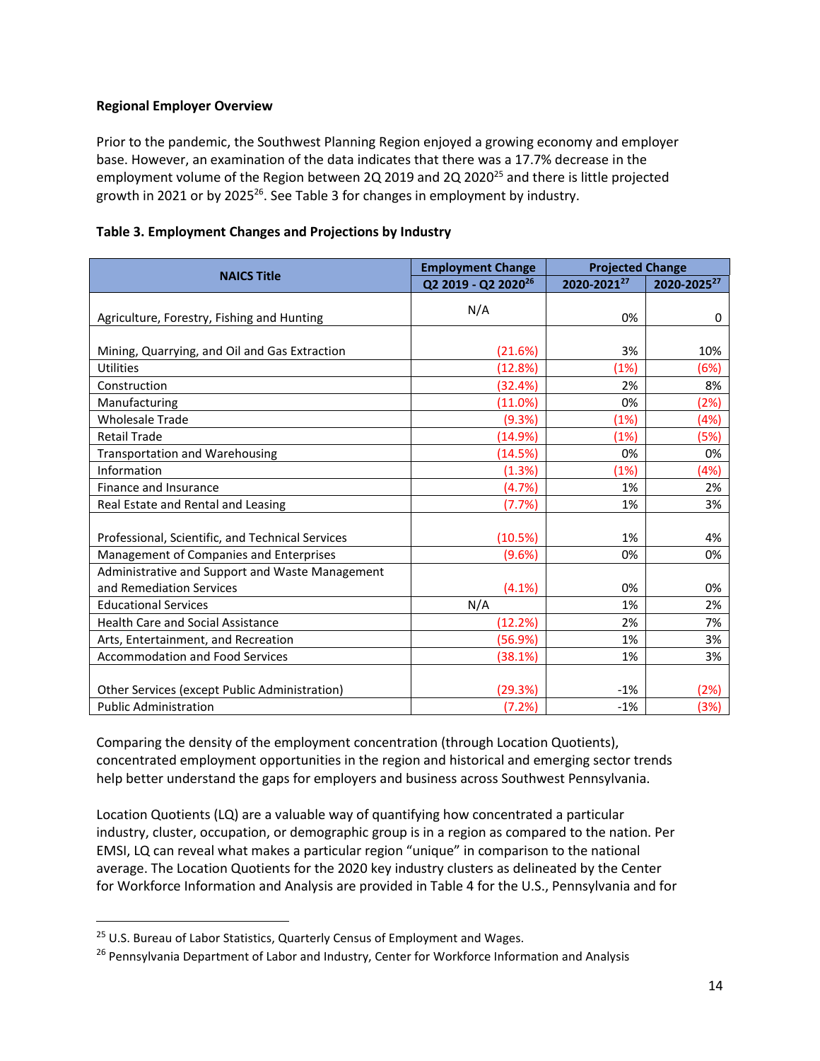**Regional Employer Overview**

Prior to the pandemic, the Southwest Planning Region enjoyed a growing economy and employer base. However, an examination of the data indicates that there was a 17.7% decrease in the employment volume of the Region between 2Q 2019 and 2Q 2020[25] and there is little projected growth in 2021 or by 2025[26]. See Table 3 for changes in employment by industry.

**Table 3. Employment Changes and Projections by Industry**

| NAICS Title | Employment Change | Projected Change | |
|---|---|---|---|
| | Q2 2019 - Q2 2020[26] | 2020-2021[27] | 2020-2025[27] |
| Agriculture, Forestry, Fishing and Hunting | N/A | 0% | 0 |
| Mining, Quarrying, and Oil and Gas Extraction | (21.6%) | 3% | 10% |
| Utilities | (12.8%) | (1%) | (6%) |
| Construction | (32.4%) | 2% | 8% |
| Manufacturing | (11.0%) | 0% | (2%) |
| Wholesale Trade | (9.3%) | (1%) | (4%) |
| Retail Trade | (14.9%) | (1%) | (5%) |
| Transportation and Warehousing | (14.5%) | 0% | 0% |
| Information | (1.3%) | (1%) | (4%) |
| Finance and Insurance | (4.7%) | 1% | 2% |
| Real Estate and Rental and Leasing | (7.7%) | 1% | 3% |
| Professional, Scientific, and Technical Services | (10.5%) | 1% | 4% |
| Management of Companies and Enterprises | (9.6%) | 0% | 0% |
| Administrative and Support and Waste Management and Remediation Services | (4.1%) | 0% | 0% |
| Educational Services | N/A | 1% | 2% |
| Health Care and Social Assistance | (12.2%) | 2% | 7% |
| Arts, Entertainment, and Recreation | (56.9%) | 1% | 3% |
| Accommodation and Food Services | (38.1%) | 1% | 3% |
| Other Services (except Public Administration) | (29.3%) | -1% | (2%) |
| Public Administration | (7.2%) | -1% | (3%) |

Comparing the density of the employment concentration (through Location Quotients), concentrated employment opportunities in the region and historical and emerging sector trends help better understand the gaps for employers and business across Southwest Pennsylvania.

Location Quotients (LQ) are a valuable way of quantifying how concentrated a particular industry, cluster, occupation, or demographic group is in a region as compared to the nation. Per EMSI, LQ can reveal what makes a particular region "unique" in comparison to the national average. The Location Quotients for the 2020 key industry clusters as delineated by the Center for Workforce Information and Analysis are provided in Table 4 for the U.S., Pennsylvania and for

[25] U.S. Bureau of Labor Statistics, Quarterly Census of Employment and Wages.

[26] Pennsylvania Department of Labor and Industry, Center for Workforce Information and Analysis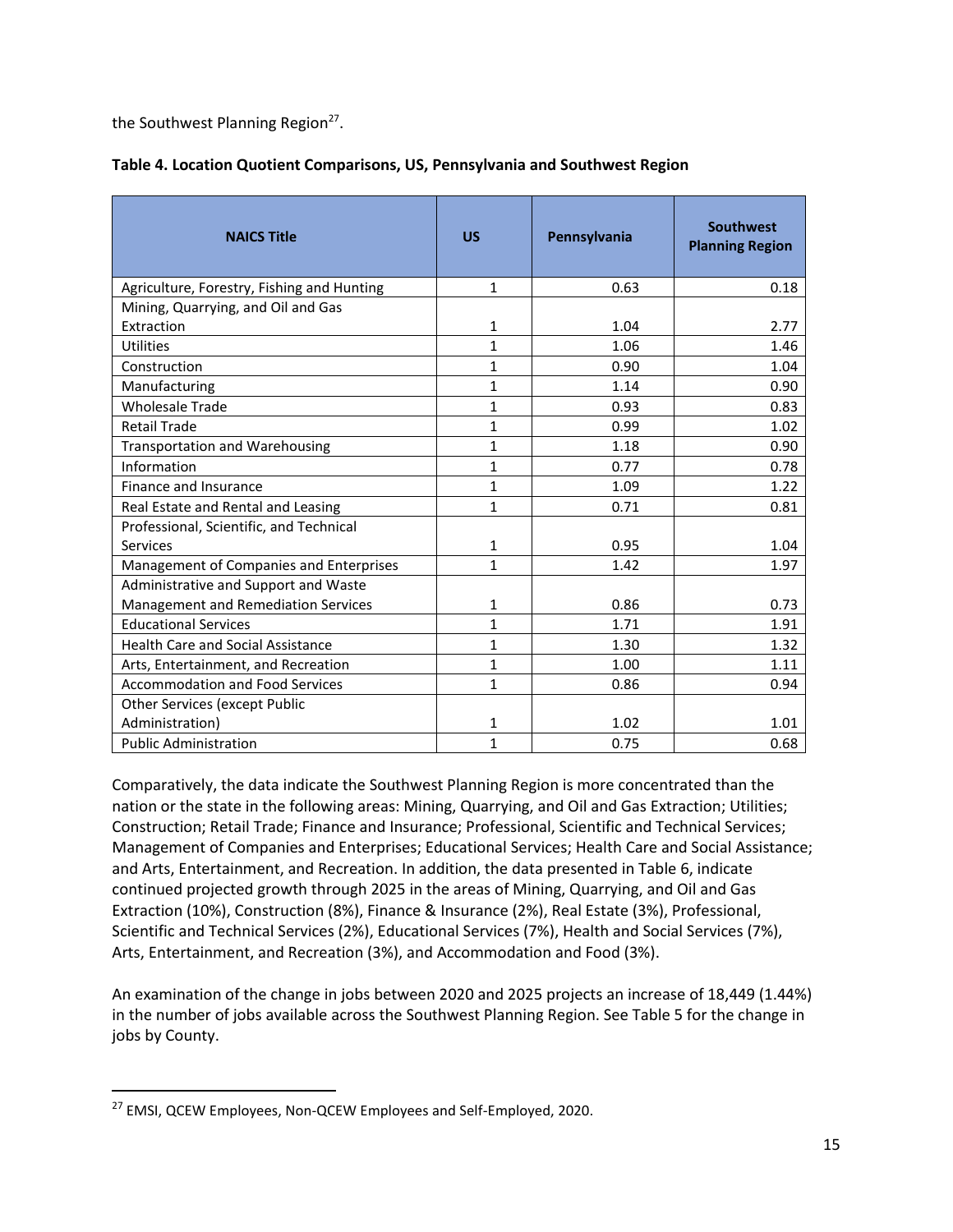the Southwest Planning Region[27].

**Table 4. Location Quotient Comparisons, US, Pennsylvania and Southwest Region**

| NAICS Title | US | Pennsylvania | Southwest Planning Region |
|---|---|---|---|
| Agriculture, Forestry, Fishing and Hunting | 1 | 0.63 | 0.18 |
| Mining, Quarrying, and Oil and Gas Extraction | 1 | 1.04 | 2.77 |
| Utilities | 1 | 1.06 | 1.46 |
| Construction | 1 | 0.90 | 1.04 |
| Manufacturing | 1 | 1.14 | 0.90 |
| Wholesale Trade | 1 | 0.93 | 0.83 |
| Retail Trade | 1 | 0.99 | 1.02 |
| Transportation and Warehousing | 1 | 1.18 | 0.90 |
| Information | 1 | 0.77 | 0.78 |
| Finance and Insurance | 1 | 1.09 | 1.22 |
| Real Estate and Rental and Leasing | 1 | 0.71 | 0.81 |
| Professional, Scientific, and Technical Services | 1 | 0.95 | 1.04 |
| Management of Companies and Enterprises | 1 | 1.42 | 1.97 |
| Administrative and Support and Waste Management and Remediation Services | 1 | 0.86 | 0.73 |
| Educational Services | 1 | 1.71 | 1.91 |
| Health Care and Social Assistance | 1 | 1.30 | 1.32 |
| Arts, Entertainment, and Recreation | 1 | 1.00 | 1.11 |
| Accommodation and Food Services | 1 | 0.86 | 0.94 |
| Other Services (except Public Administration) | 1 | 1.02 | 1.01 |
| Public Administration | 1 | 0.75 | 0.68 |

Comparatively, the data indicate the Southwest Planning Region is more concentrated than the nation or the state in the following areas: Mining, Quarrying, and Oil and Gas Extraction; Utilities; Construction; Retail Trade; Finance and Insurance; Professional, Scientific and Technical Services; Management of Companies and Enterprises; Educational Services; Health Care and Social Assistance; and Arts, Entertainment, and Recreation. In addition, the data presented in Table 6, indicate continued projected growth through 2025 in the areas of Mining, Quarrying, and Oil and Gas Extraction (10%), Construction (8%), Finance & Insurance (2%), Real Estate (3%), Professional, Scientific and Technical Services (2%), Educational Services (7%), Health and Social Services (7%), Arts, Entertainment, and Recreation (3%), and Accommodation and Food (3%).

An examination of the change in jobs between 2020 and 2025 projects an increase of 18,449 (1.44%) in the number of jobs available across the Southwest Planning Region. See Table 5 for the change in jobs by County.

[27] EMSI, QCEW Employees, Non-QCEW Employees and Self-Employed, 2020.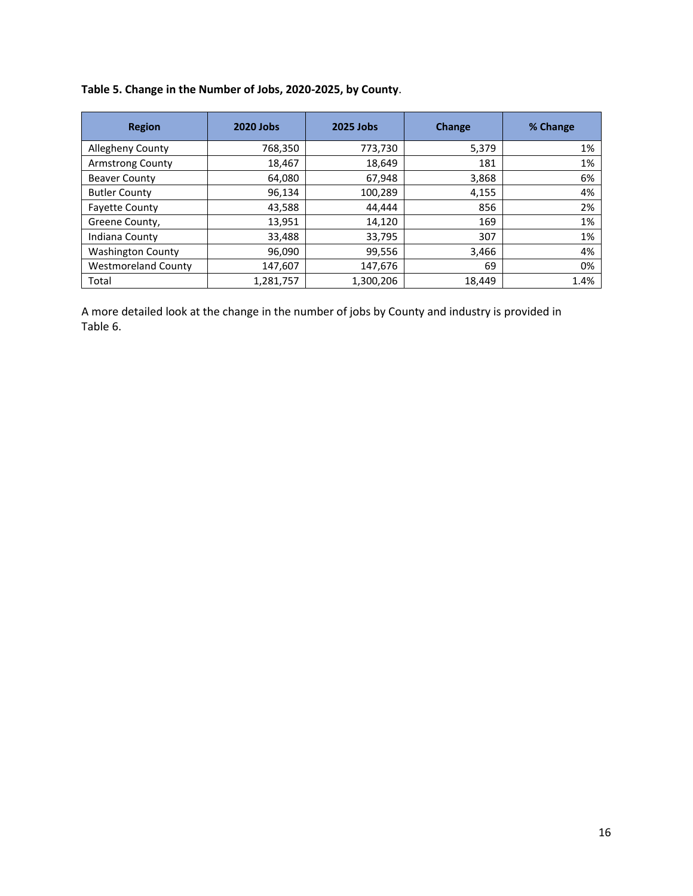**Table 5. Change in the Number of Jobs, 2020-2025, by County**.

| Region | 2020 Jobs | 2025 Jobs | Change | % Change |
|---|---|---|---|---|
| Allegheny County | 768,350 | 773,730 | 5,379 | 1% |
| Armstrong County | 18,467 | 18,649 | 181 | 1% |
| Beaver County | 64,080 | 67,948 | 3,868 | 6% |
| Butler County | 96,134 | 100,289 | 4,155 | 4% |
| Fayette County | 43,588 | 44,444 | 856 | 2% |
| Greene County, | 13,951 | 14,120 | 169 | 1% |
| Indiana County | 33,488 | 33,795 | 307 | 1% |
| Washington County | 96,090 | 99,556 | 3,466 | 4% |
| Westmoreland County | 147,607 | 147,676 | 69 | 0% |
| Total | 1,281,757 | 1,300,206 | 18,449 | 1.4% |

A more detailed look at the change in the number of jobs by County and industry is provided in Table 6.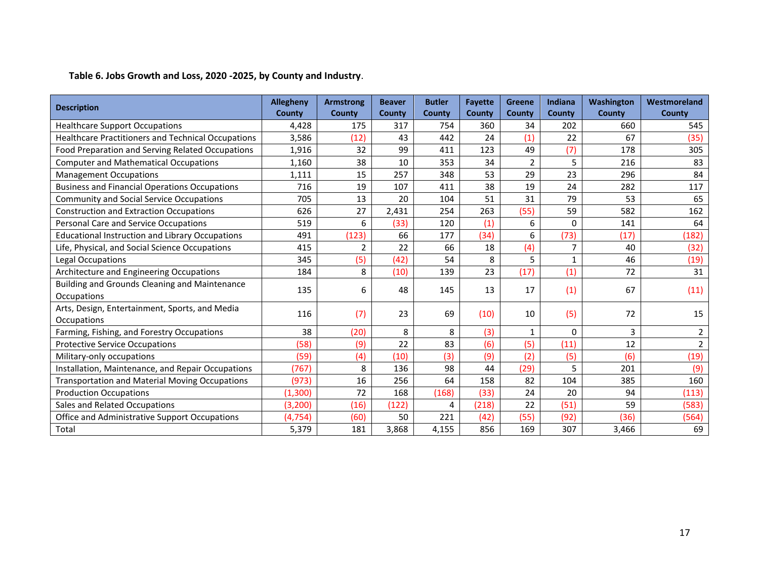**Table 6. Jobs Growth and Loss, 2020 -2025, by County and Industry**.

| Description | Allegheny County | Armstrong County | Beaver County | Butler County | Fayette County | Greene County | Indiana County | Washington County | Westmoreland County |
|---|---|---|---|---|---|---|---|---|---|
| Healthcare Support Occupations | 4,428 | 175 | 317 | 754 | 360 | 34 | 202 | 660 | 545 |
| Healthcare Practitioners and Technical Occupations | 3,586 | (12) | 43 | 442 | 24 | (1) | 22 | 67 | (35) |
| Food Preparation and Serving Related Occupations | 1,916 | 32 | 99 | 411 | 123 | 49 | (7) | 178 | 305 |
| Computer and Mathematical Occupations | 1,160 | 38 | 10 | 353 | 34 | 2 | 5 | 216 | 83 |
| Management Occupations | 1,111 | 15 | 257 | 348 | 53 | 29 | 23 | 296 | 84 |
| Business and Financial Operations Occupations | 716 | 19 | 107 | 411 | 38 | 19 | 24 | 282 | 117 |
| Community and Social Service Occupations | 705 | 13 | 20 | 104 | 51 | 31 | 79 | 53 | 65 |
| Construction and Extraction Occupations | 626 | 27 | 2,431 | 254 | 263 | (55) | 59 | 582 | 162 |
| Personal Care and Service Occupations | 519 | 6 | (33) | 120 | (1) | 6 | 0 | 141 | 64 |
| Educational Instruction and Library Occupations | 491 | (123) | 66 | 177 | (34) | 6 | (73) | (17) | (182) |
| Life, Physical, and Social Science Occupations | 415 | 2 | 22 | 66 | 18 | (4) | 7 | 40 | (32) |
| Legal Occupations | 345 | (5) | (42) | 54 | 8 | 5 | 1 | 46 | (19) |
| Architecture and Engineering Occupations | 184 | 8 | (10) | 139 | 23 | (17) | (1) | 72 | 31 |
| Building and Grounds Cleaning and Maintenance Occupations | 135 | 6 | 48 | 145 | 13 | 17 | (1) | 67 | (11) |
| Arts, Design, Entertainment, Sports, and Media Occupations | 116 | (7) | 23 | 69 | (10) | 10 | (5) | 72 | 15 |
| Farming, Fishing, and Forestry Occupations | 38 | (20) | 8 | 8 | (3) | 1 | 0 | 3 | 2 |
| Protective Service Occupations | (58) | (9) | 22 | 83 | (6) | (5) | (11) | 12 | 2 |
| Military-only occupations | (59) | (4) | (10) | (3) | (9) | (2) | (5) | (6) | (19) |
| Installation, Maintenance, and Repair Occupations | (767) | 8 | 136 | 98 | 44 | (29) | 5 | 201 | (9) |
| Transportation and Material Moving Occupations | (973) | 16 | 256 | 64 | 158 | 82 | 104 | 385 | 160 |
| Production Occupations | (1,300) | 72 | 168 | (168) | (33) | 24 | 20 | 94 | (113) |
| Sales and Related Occupations | (3,200) | (16) | (122) | 4 | (218) | 22 | (51) | 59 | (583) |
| Office and Administrative Support Occupations | (4,754) | (60) | 50 | 221 | (42) | (55) | (92) | (36) | (564) |
| Total | 5,379 | 181 | 3,868 | 4,155 | 856 | 169 | 307 | 3,466 | 69 |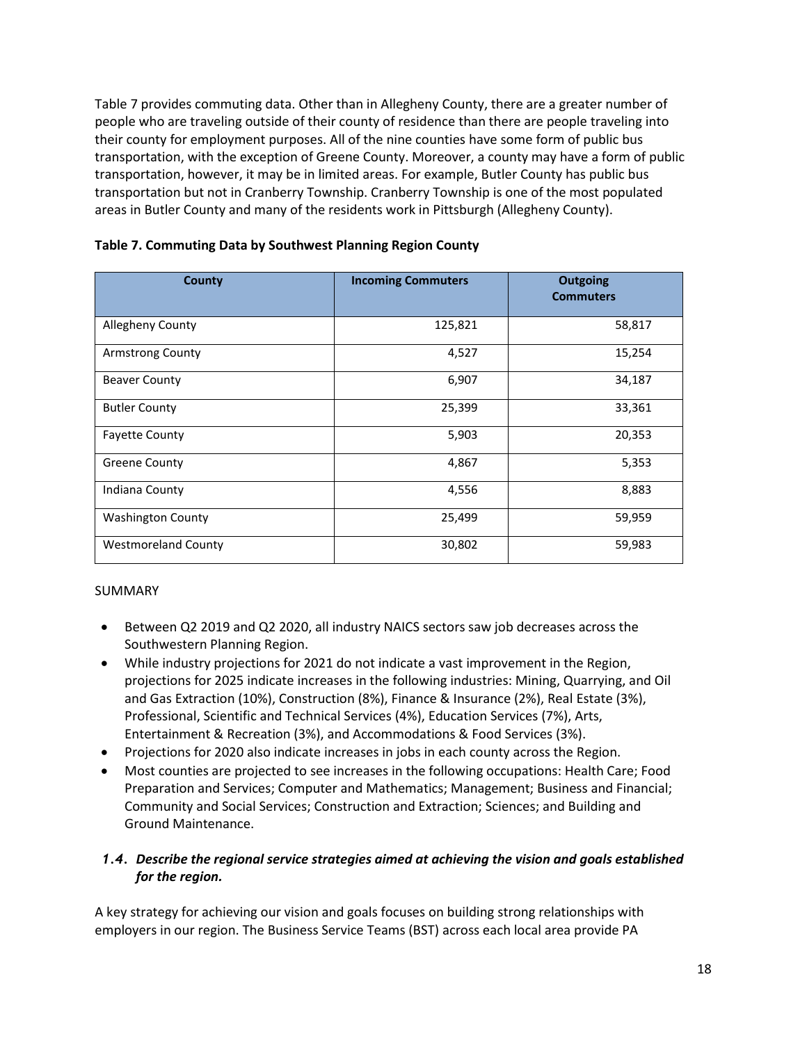Table 7 provides commuting data. Other than in Allegheny County, there are a greater number of people who are traveling outside of their county of residence than there are people traveling into their county for employment purposes. All of the nine counties have some form of public bus transportation, with the exception of Greene County. Moreover, a county may have a form of public transportation, however, it may be in limited areas. For example, Butler County has public bus transportation but not in Cranberry Township. Cranberry Township is one of the most populated areas in Butler County and many of the residents work in Pittsburgh (Allegheny County).

**Table 7. Commuting Data by Southwest Planning Region County**

| County | Incoming Commuters | Outgoing Commuters |
|---|---:|---:|
| Allegheny County | 125,821 | 58,817 |
| Armstrong County | 4,527 | 15,254 |
| Beaver County | 6,907 | 34,187 |
| Butler County | 25,399 | 33,361 |
| Fayette County | 5,903 | 20,353 |
| Greene County | 4,867 | 5,353 |
| Indiana County | 4,556 | 8,883 |
| Washington County | 25,499 | 59,959 |
| Westmoreland County | 30,802 | 59,983 |

SUMMARY

- Between Q2 2019 and Q2 2020, all industry NAICS sectors saw job decreases across the Southwestern Planning Region.
- While industry projections for 2021 do not indicate a vast improvement in the Region, projections for 2025 indicate increases in the following industries: Mining, Quarrying, and Oil and Gas Extraction (10%), Construction (8%), Finance & Insurance (2%), Real Estate (3%), Professional, Scientific and Technical Services (4%), Education Services (7%), Arts, Entertainment & Recreation (3%), and Accommodations & Food Services (3%).
- Projections for 2020 also indicate increases in jobs in each county across the Region.
- Most counties are projected to see increases in the following occupations: Health Care; Food Preparation and Services; Computer and Mathematics; Management; Business and Financial; Community and Social Services; Construction and Extraction; Sciences; and Building and Ground Maintenance.

### *1.4. Describe the regional service strategies aimed at achieving the vision and goals established for the region.*

A key strategy for achieving our vision and goals focuses on building strong relationships with employers in our region. The Business Service Teams (BST) across each local area provide PA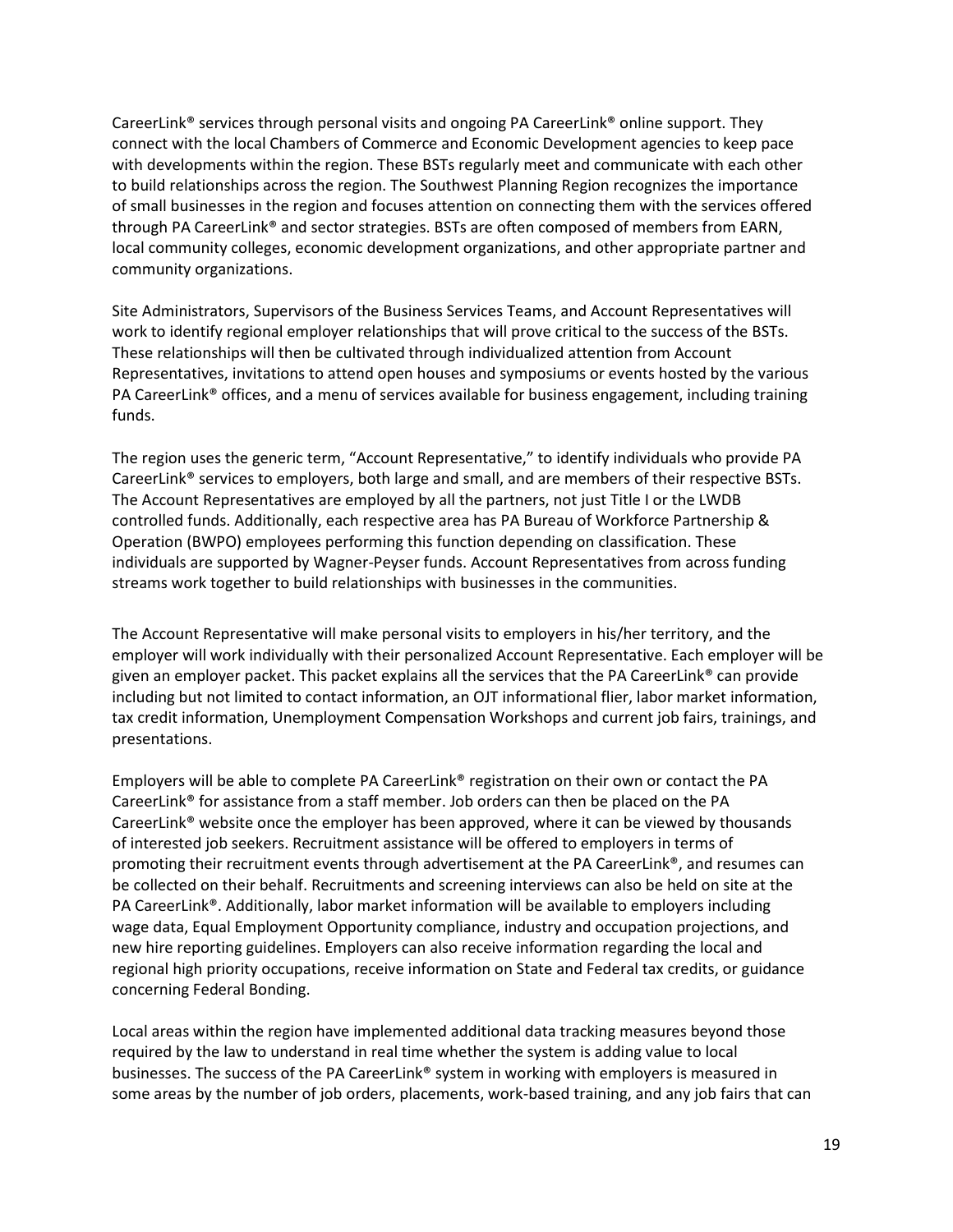CareerLink® services through personal visits and ongoing PA CareerLink® online support. They connect with the local Chambers of Commerce and Economic Development agencies to keep pace with developments within the region. These BSTs regularly meet and communicate with each other to build relationships across the region. The Southwest Planning Region recognizes the importance of small businesses in the region and focuses attention on connecting them with the services offered through PA CareerLink® and sector strategies. BSTs are often composed of members from EARN, local community colleges, economic development organizations, and other appropriate partner and community organizations.

Site Administrators, Supervisors of the Business Services Teams, and Account Representatives will work to identify regional employer relationships that will prove critical to the success of the BSTs. These relationships will then be cultivated through individualized attention from Account Representatives, invitations to attend open houses and symposiums or events hosted by the various PA CareerLink® offices, and a menu of services available for business engagement, including training funds.

The region uses the generic term, "Account Representative," to identify individuals who provide PA CareerLink® services to employers, both large and small, and are members of their respective BSTs. The Account Representatives are employed by all the partners, not just Title I or the LWDB controlled funds. Additionally, each respective area has PA Bureau of Workforce Partnership & Operation (BWPO) employees performing this function depending on classification. These individuals are supported by Wagner-Peyser funds. Account Representatives from across funding streams work together to build relationships with businesses in the communities.

The Account Representative will make personal visits to employers in his/her territory, and the employer will work individually with their personalized Account Representative. Each employer will be given an employer packet. This packet explains all the services that the PA CareerLink® can provide including but not limited to contact information, an OJT informational flier, labor market information, tax credit information, Unemployment Compensation Workshops and current job fairs, trainings, and presentations.

Employers will be able to complete PA CareerLink® registration on their own or contact the PA CareerLink® for assistance from a staff member. Job orders can then be placed on the PA CareerLink® website once the employer has been approved, where it can be viewed by thousands of interested job seekers. Recruitment assistance will be offered to employers in terms of promoting their recruitment events through advertisement at the PA CareerLink®, and resumes can be collected on their behalf. Recruitments and screening interviews can also be held on site at the PA CareerLink®. Additionally, labor market information will be available to employers including wage data, Equal Employment Opportunity compliance, industry and occupation projections, and new hire reporting guidelines. Employers can also receive information regarding the local and regional high priority occupations, receive information on State and Federal tax credits, or guidance concerning Federal Bonding.

Local areas within the region have implemented additional data tracking measures beyond those required by the law to understand in real time whether the system is adding value to local businesses. The success of the PA CareerLink® system in working with employers is measured in some areas by the number of job orders, placements, work-based training, and any job fairs that can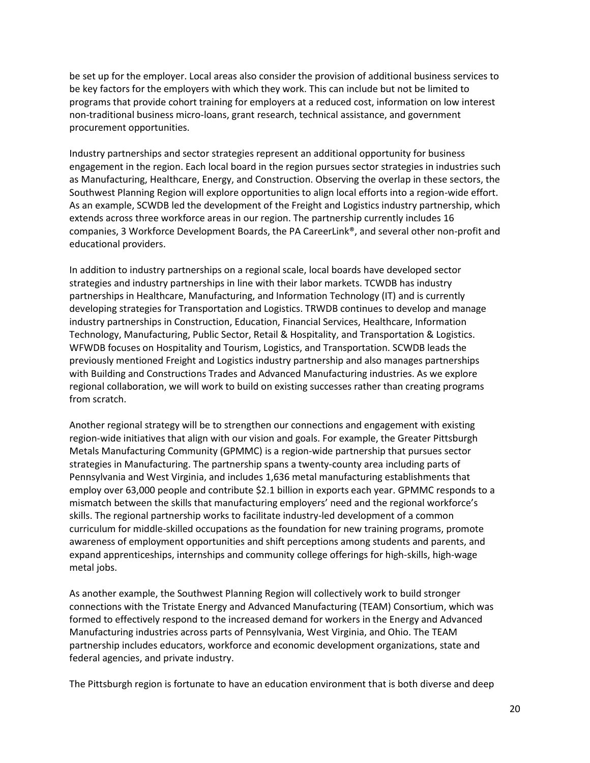be set up for the employer. Local areas also consider the provision of additional business services to be key factors for the employers with which they work. This can include but not be limited to programs that provide cohort training for employers at a reduced cost, information on low interest non-traditional business micro-loans, grant research, technical assistance, and government procurement opportunities.

Industry partnerships and sector strategies represent an additional opportunity for business engagement in the region. Each local board in the region pursues sector strategies in industries such as Manufacturing, Healthcare, Energy, and Construction. Observing the overlap in these sectors, the Southwest Planning Region will explore opportunities to align local efforts into a region-wide effort. As an example, SCWDB led the development of the Freight and Logistics industry partnership, which extends across three workforce areas in our region. The partnership currently includes 16 companies, 3 Workforce Development Boards, the PA CareerLink®, and several other non-profit and educational providers.

In addition to industry partnerships on a regional scale, local boards have developed sector strategies and industry partnerships in line with their labor markets. TCWDB has industry partnerships in Healthcare, Manufacturing, and Information Technology (IT) and is currently developing strategies for Transportation and Logistics. TRWDB continues to develop and manage industry partnerships in Construction, Education, Financial Services, Healthcare, Information Technology, Manufacturing, Public Sector, Retail & Hospitality, and Transportation & Logistics. WFWDB focuses on Hospitality and Tourism, Logistics, and Transportation. SCWDB leads the previously mentioned Freight and Logistics industry partnership and also manages partnerships with Building and Constructions Trades and Advanced Manufacturing industries. As we explore regional collaboration, we will work to build on existing successes rather than creating programs from scratch.

Another regional strategy will be to strengthen our connections and engagement with existing region-wide initiatives that align with our vision and goals. For example, the Greater Pittsburgh Metals Manufacturing Community (GPMMC) is a region-wide partnership that pursues sector strategies in Manufacturing. The partnership spans a twenty-county area including parts of Pennsylvania and West Virginia, and includes 1,636 metal manufacturing establishments that employ over 63,000 people and contribute $2.1 billion in exports each year. GPMMC responds to a mismatch between the skills that manufacturing employers' need and the regional workforce's skills. The regional partnership works to facilitate industry-led development of a common curriculum for middle-skilled occupations as the foundation for new training programs, promote awareness of employment opportunities and shift perceptions among students and parents, and expand apprenticeships, internships and community college offerings for high-skills, high-wage metal jobs.

As another example, the Southwest Planning Region will collectively work to build stronger connections with the Tristate Energy and Advanced Manufacturing (TEAM) Consortium, which was formed to effectively respond to the increased demand for workers in the Energy and Advanced Manufacturing industries across parts of Pennsylvania, West Virginia, and Ohio. The TEAM partnership includes educators, workforce and economic development organizations, state and federal agencies, and private industry.

The Pittsburgh region is fortunate to have an education environment that is both diverse and deep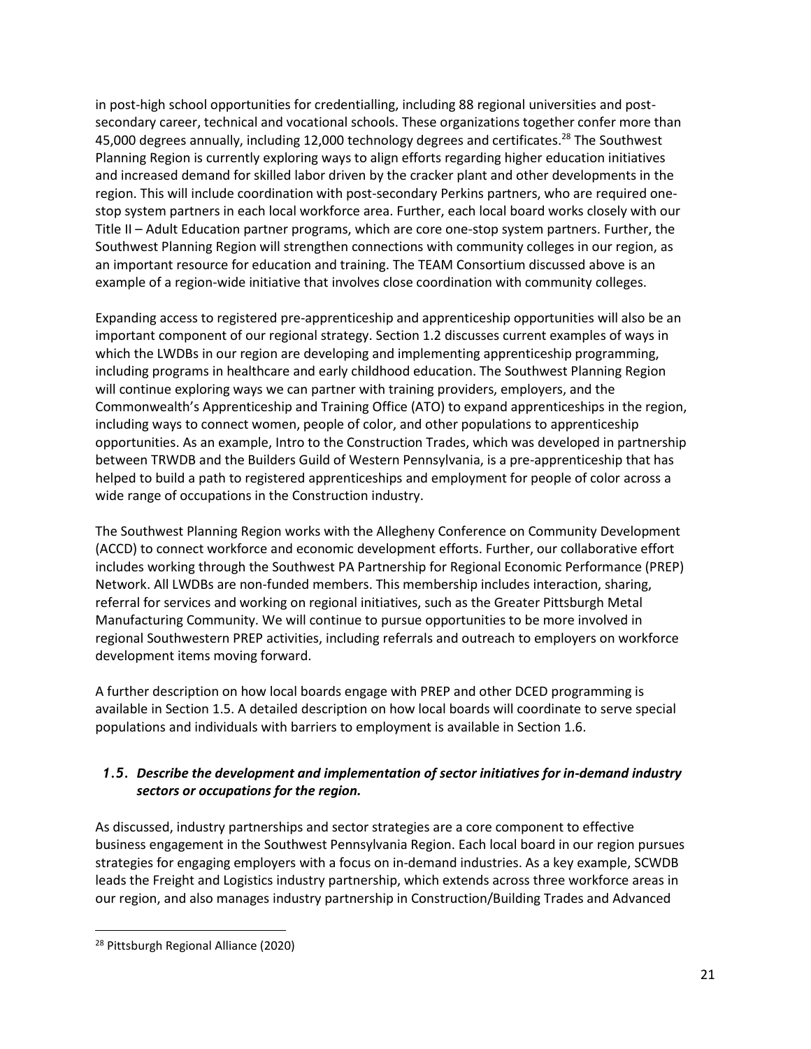in post-high school opportunities for credentialling, including 88 regional universities and post-secondary career, technical and vocational schools. These organizations together confer more than 45,000 degrees annually, including 12,000 technology degrees and certificates.[28] The Southwest Planning Region is currently exploring ways to align efforts regarding higher education initiatives and increased demand for skilled labor driven by the cracker plant and other developments in the region. This will include coordination with post-secondary Perkins partners, who are required one-stop system partners in each local workforce area. Further, each local board works closely with our Title II – Adult Education partner programs, which are core one-stop system partners. Further, the Southwest Planning Region will strengthen connections with community colleges in our region, as an important resource for education and training. The TEAM Consortium discussed above is an example of a region-wide initiative that involves close coordination with community colleges.

Expanding access to registered pre-apprenticeship and apprenticeship opportunities will also be an important component of our regional strategy. Section 1.2 discusses current examples of ways in which the LWDBs in our region are developing and implementing apprenticeship programming, including programs in healthcare and early childhood education. The Southwest Planning Region will continue exploring ways we can partner with training providers, employers, and the Commonwealth's Apprenticeship and Training Office (ATO) to expand apprenticeships in the region, including ways to connect women, people of color, and other populations to apprenticeship opportunities. As an example, Intro to the Construction Trades, which was developed in partnership between TRWDB and the Builders Guild of Western Pennsylvania, is a pre-apprenticeship that has helped to build a path to registered apprenticeships and employment for people of color across a wide range of occupations in the Construction industry.

The Southwest Planning Region works with the Allegheny Conference on Community Development (ACCD) to connect workforce and economic development efforts. Further, our collaborative effort includes working through the Southwest PA Partnership for Regional Economic Performance (PREP) Network. All LWDBs are non-funded members. This membership includes interaction, sharing, referral for services and working on regional initiatives, such as the Greater Pittsburgh Metal Manufacturing Community. We will continue to pursue opportunities to be more involved in regional Southwestern PREP activities, including referrals and outreach to employers on workforce development items moving forward.

A further description on how local boards engage with PREP and other DCED programming is available in Section 1.5. A detailed description on how local boards will coordinate to serve special populations and individuals with barriers to employment is available in Section 1.6.

### *1.5. Describe the development and implementation of sector initiatives for in-demand industry sectors or occupations for the region.*

As discussed, industry partnerships and sector strategies are a core component to effective business engagement in the Southwest Pennsylvania Region. Each local board in our region pursues strategies for engaging employers with a focus on in-demand industries. As a key example, SCWDB leads the Freight and Logistics industry partnership, which extends across three workforce areas in our region, and also manages industry partnership in Construction/Building Trades and Advanced

[28] Pittsburgh Regional Alliance (2020)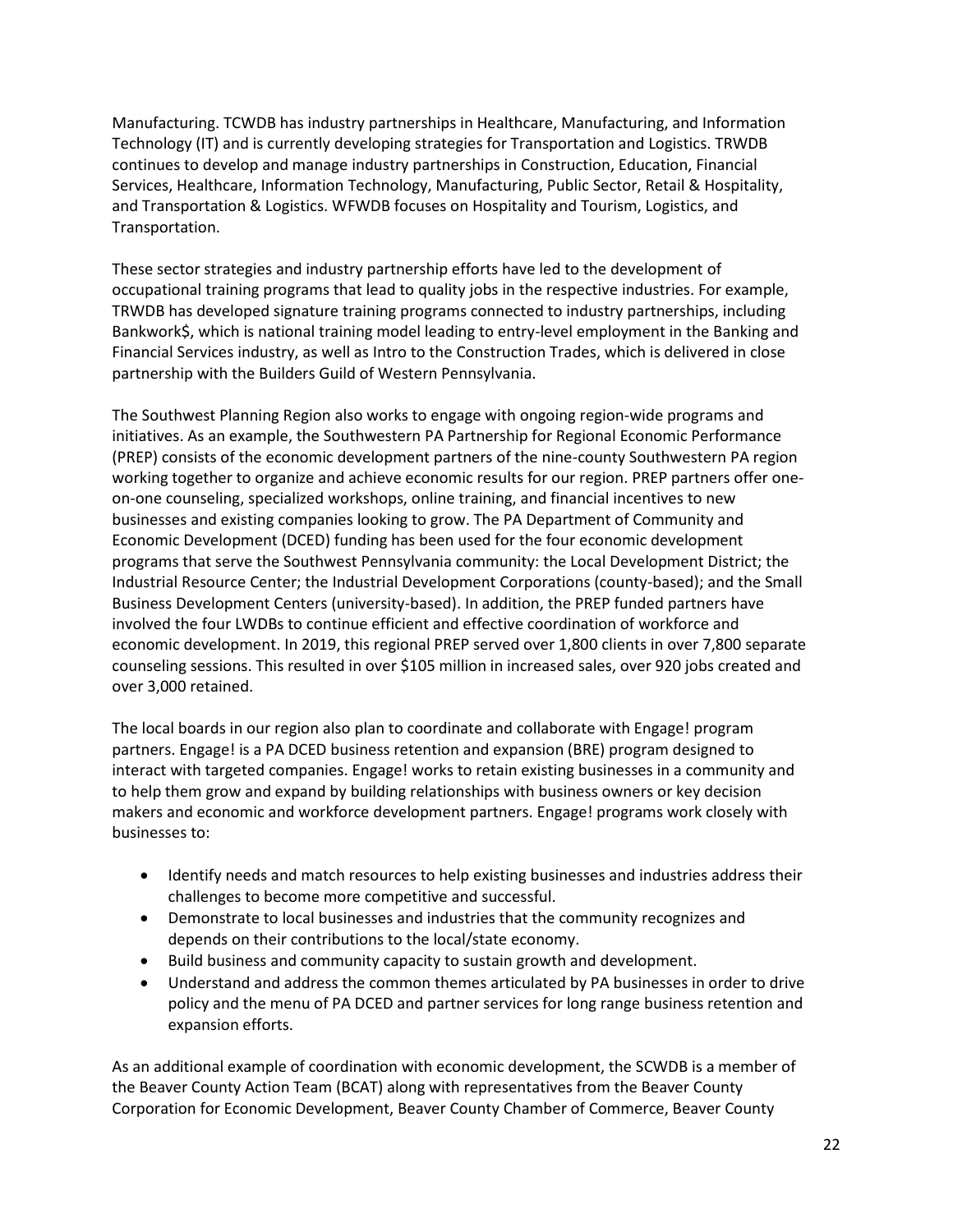Manufacturing. TCWDB has industry partnerships in Healthcare, Manufacturing, and Information Technology (IT) and is currently developing strategies for Transportation and Logistics. TRWDB continues to develop and manage industry partnerships in Construction, Education, Financial Services, Healthcare, Information Technology, Manufacturing, Public Sector, Retail & Hospitality, and Transportation & Logistics. WFWDB focuses on Hospitality and Tourism, Logistics, and Transportation.

These sector strategies and industry partnership efforts have led to the development of occupational training programs that lead to quality jobs in the respective industries. For example, TRWDB has developed signature training programs connected to industry partnerships, including Bankwork$, which is national training model leading to entry-level employment in the Banking and Financial Services industry, as well as Intro to the Construction Trades, which is delivered in close partnership with the Builders Guild of Western Pennsylvania.

The Southwest Planning Region also works to engage with ongoing region-wide programs and initiatives. As an example, the Southwestern PA Partnership for Regional Economic Performance (PREP) consists of the economic development partners of the nine-county Southwestern PA region working together to organize and achieve economic results for our region. PREP partners offer one-on-one counseling, specialized workshops, online training, and financial incentives to new businesses and existing companies looking to grow. The PA Department of Community and Economic Development (DCED) funding has been used for the four economic development programs that serve the Southwest Pennsylvania community: the Local Development District; the Industrial Resource Center; the Industrial Development Corporations (county-based); and the Small Business Development Centers (university-based). In addition, the PREP funded partners have involved the four LWDBs to continue efficient and effective coordination of workforce and economic development. In 2019, this regional PREP served over 1,800 clients in over 7,800 separate counseling sessions. This resulted in over $105 million in increased sales, over 920 jobs created and over 3,000 retained.

The local boards in our region also plan to coordinate and collaborate with Engage! program partners. Engage! is a PA DCED business retention and expansion (BRE) program designed to interact with targeted companies. Engage! works to retain existing businesses in a community and to help them grow and expand by building relationships with business owners or key decision makers and economic and workforce development partners. Engage! programs work closely with businesses to:

- Identify needs and match resources to help existing businesses and industries address their challenges to become more competitive and successful.
- Demonstrate to local businesses and industries that the community recognizes and depends on their contributions to the local/state economy.
- Build business and community capacity to sustain growth and development.
- Understand and address the common themes articulated by PA businesses in order to drive policy and the menu of PA DCED and partner services for long range business retention and expansion efforts.

As an additional example of coordination with economic development, the SCWDB is a member of the Beaver County Action Team (BCAT) along with representatives from the Beaver County Corporation for Economic Development, Beaver County Chamber of Commerce, Beaver County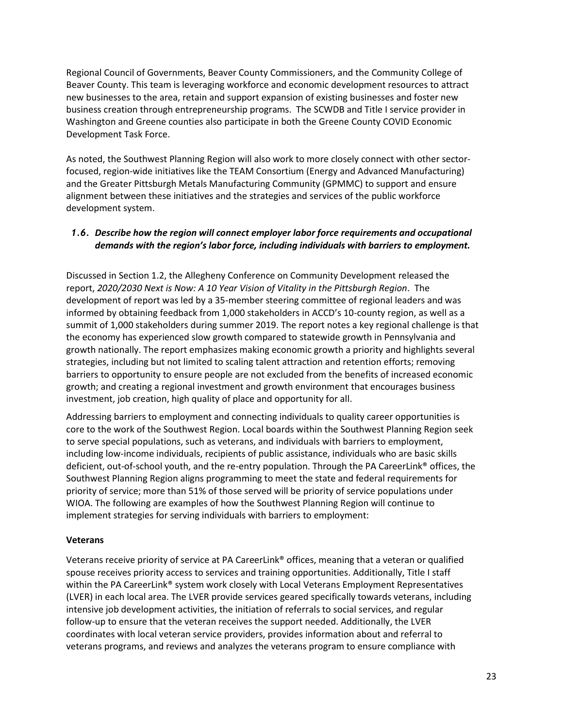Regional Council of Governments, Beaver County Commissioners, and the Community College of Beaver County. This team is leveraging workforce and economic development resources to attract new businesses to the area, retain and support expansion of existing businesses and foster new business creation through entrepreneurship programs. The SCWDB and Title I service provider in Washington and Greene counties also participate in both the Greene County COVID Economic Development Task Force.

As noted, the Southwest Planning Region will also work to more closely connect with other sector-focused, region-wide initiatives like the TEAM Consortium (Energy and Advanced Manufacturing) and the Greater Pittsburgh Metals Manufacturing Community (GPMMC) to support and ensure alignment between these initiatives and the strategies and services of the public workforce development system.

### *1.6. Describe how the region will connect employer labor force requirements and occupational demands with the region's labor force, including individuals with barriers to employment.*

Discussed in Section 1.2, the Allegheny Conference on Community Development released the report, *2020/2030 Next is Now: A 10 Year Vision of Vitality in the Pittsburgh Region*. The development of report was led by a 35-member steering committee of regional leaders and was informed by obtaining feedback from 1,000 stakeholders in ACCD's 10-county region, as well as a summit of 1,000 stakeholders during summer 2019. The report notes a key regional challenge is that the economy has experienced slow growth compared to statewide growth in Pennsylvania and growth nationally. The report emphasizes making economic growth a priority and highlights several strategies, including but not limited to scaling talent attraction and retention efforts; removing barriers to opportunity to ensure people are not excluded from the benefits of increased economic growth; and creating a regional investment and growth environment that encourages business investment, job creation, high quality of place and opportunity for all.

Addressing barriers to employment and connecting individuals to quality career opportunities is core to the work of the Southwest Region. Local boards within the Southwest Planning Region seek to serve special populations, such as veterans, and individuals with barriers to employment, including low-income individuals, recipients of public assistance, individuals who are basic skills deficient, out-of-school youth, and the re-entry population. Through the PA CareerLink® offices, the Southwest Planning Region aligns programming to meet the state and federal requirements for priority of service; more than 51% of those served will be priority of service populations under WIOA. The following are examples of how the Southwest Planning Region will continue to implement strategies for serving individuals with barriers to employment:

**Veterans**

Veterans receive priority of service at PA CareerLink® offices, meaning that a veteran or qualified spouse receives priority access to services and training opportunities. Additionally, Title I staff within the PA CareerLink® system work closely with Local Veterans Employment Representatives (LVER) in each local area. The LVER provide services geared specifically towards veterans, including intensive job development activities, the initiation of referrals to social services, and regular follow-up to ensure that the veteran receives the support needed. Additionally, the LVER coordinates with local veteran service providers, provides information about and referral to veterans programs, and reviews and analyzes the veterans program to ensure compliance with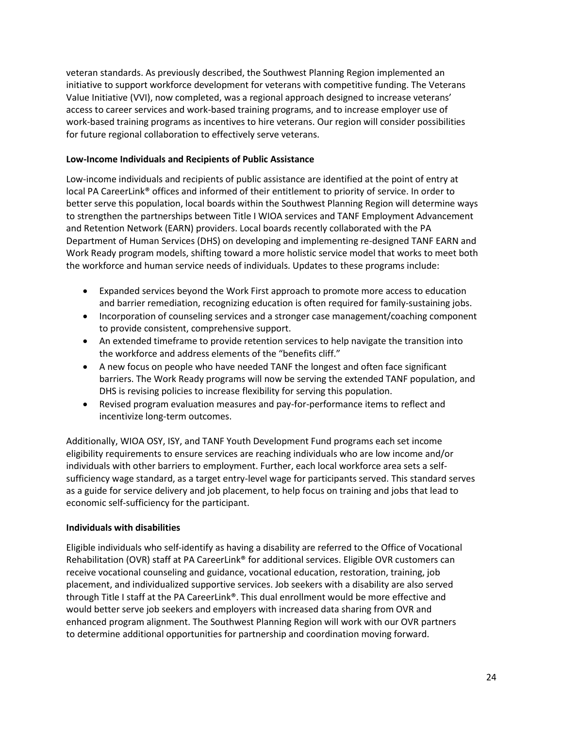veteran standards. As previously described, the Southwest Planning Region implemented an initiative to support workforce development for veterans with competitive funding. The Veterans Value Initiative (VVI), now completed, was a regional approach designed to increase veterans' access to career services and work-based training programs, and to increase employer use of work-based training programs as incentives to hire veterans. Our region will consider possibilities for future regional collaboration to effectively serve veterans.

**Low-Income Individuals and Recipients of Public Assistance**

Low-income individuals and recipients of public assistance are identified at the point of entry at local PA CareerLink® offices and informed of their entitlement to priority of service. In order to better serve this population, local boards within the Southwest Planning Region will determine ways to strengthen the partnerships between Title I WIOA services and TANF Employment Advancement and Retention Network (EARN) providers. Local boards recently collaborated with the PA Department of Human Services (DHS) on developing and implementing re-designed TANF EARN and Work Ready program models, shifting toward a more holistic service model that works to meet both the workforce and human service needs of individuals. Updates to these programs include:

- Expanded services beyond the Work First approach to promote more access to education and barrier remediation, recognizing education is often required for family-sustaining jobs.
- Incorporation of counseling services and a stronger case management/coaching component to provide consistent, comprehensive support.
- An extended timeframe to provide retention services to help navigate the transition into the workforce and address elements of the "benefits cliff."
- A new focus on people who have needed TANF the longest and often face significant barriers. The Work Ready programs will now be serving the extended TANF population, and DHS is revising policies to increase flexibility for serving this population.
- Revised program evaluation measures and pay-for-performance items to reflect and incentivize long-term outcomes.

Additionally, WIOA OSY, ISY, and TANF Youth Development Fund programs each set income eligibility requirements to ensure services are reaching individuals who are low income and/or individuals with other barriers to employment. Further, each local workforce area sets a self-sufficiency wage standard, as a target entry-level wage for participants served. This standard serves as a guide for service delivery and job placement, to help focus on training and jobs that lead to economic self-sufficiency for the participant.

**Individuals with disabilities**

Eligible individuals who self-identify as having a disability are referred to the Office of Vocational Rehabilitation (OVR) staff at PA CareerLink® for additional services. Eligible OVR customers can receive vocational counseling and guidance, vocational education, restoration, training, job placement, and individualized supportive services. Job seekers with a disability are also served through Title I staff at the PA CareerLink®. This dual enrollment would be more effective and would better serve job seekers and employers with increased data sharing from OVR and enhanced program alignment. The Southwest Planning Region will work with our OVR partners to determine additional opportunities for partnership and coordination moving forward.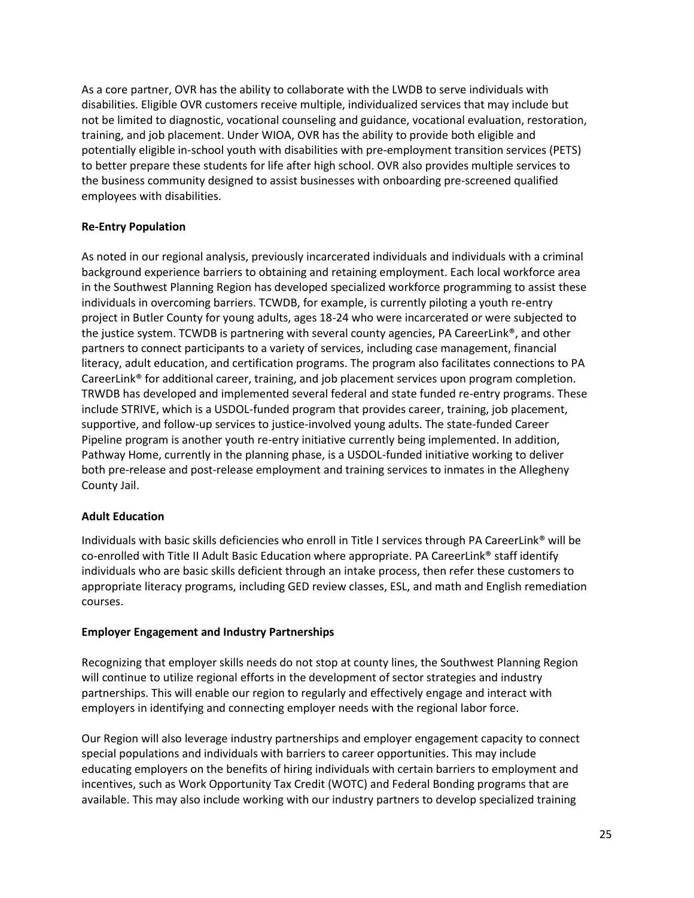As a core partner, OVR has the ability to collaborate with the LWDB to serve individuals with disabilities. Eligible OVR customers receive multiple, individualized services that may include but not be limited to diagnostic, vocational counseling and guidance, vocational evaluation, restoration, training, and job placement. Under WIOA, OVR has the ability to provide both eligible and potentially eligible in-school youth with disabilities with pre-employment transition services (PETS) to better prepare these students for life after high school. OVR also provides multiple services to the business community designed to assist businesses with onboarding pre-screened qualified employees with disabilities.

**Re-Entry Population**

As noted in our regional analysis, previously incarcerated individuals and individuals with a criminal background experience barriers to obtaining and retaining employment. Each local workforce area in the Southwest Planning Region has developed specialized workforce programming to assist these individuals in overcoming barriers. TCWDB, for example, is currently piloting a youth re-entry project in Butler County for young adults, ages 18-24 who were incarcerated or were subjected to the justice system. TCWDB is partnering with several county agencies, PA CareerLink®, and other partners to connect participants to a variety of services, including case management, financial literacy, adult education, and certification programs. The program also facilitates connections to PA CareerLink® for additional career, training, and job placement services upon program completion. TRWDB has developed and implemented several federal and state funded re-entry programs. These include STRIVE, which is a USDOL-funded program that provides career, training, job placement, supportive, and follow-up services to justice-involved young adults. The state-funded Career Pipeline program is another youth re-entry initiative currently being implemented. In addition, Pathway Home, currently in the planning phase, is a USDOL-funded initiative working to deliver both pre-release and post-release employment and training services to inmates in the Allegheny County Jail.

**Adult Education**

Individuals with basic skills deficiencies who enroll in Title I services through PA CareerLink® will be co-enrolled with Title II Adult Basic Education where appropriate. PA CareerLink® staff identify individuals who are basic skills deficient through an intake process, then refer these customers to appropriate literacy programs, including GED review classes, ESL, and math and English remediation courses.

**Employer Engagement and Industry Partnerships**

Recognizing that employer skills needs do not stop at county lines, the Southwest Planning Region will continue to utilize regional efforts in the development of sector strategies and industry partnerships. This will enable our region to regularly and effectively engage and interact with employers in identifying and connecting employer needs with the regional labor force.

Our Region will also leverage industry partnerships and employer engagement capacity to connect special populations and individuals with barriers to career opportunities. This may include educating employers on the benefits of hiring individuals with certain barriers to employment and incentives, such as Work Opportunity Tax Credit (WOTC) and Federal Bonding programs that are available. This may also include working with our industry partners to develop specialized training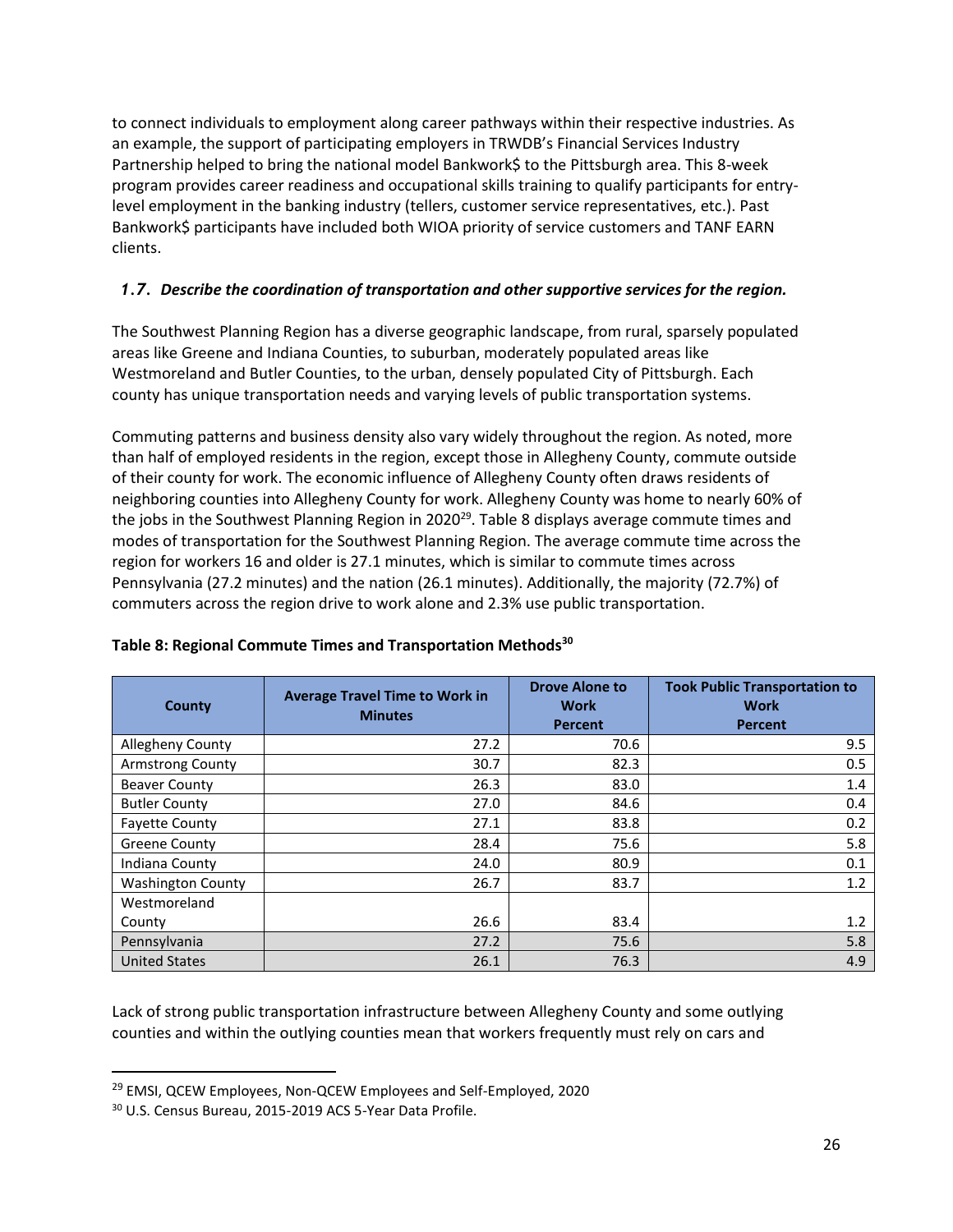to connect individuals to employment along career pathways within their respective industries. As an example, the support of participating employers in TRWDB's Financial Services Industry Partnership helped to bring the national model Bankwork$ to the Pittsburgh area. This 8-week program provides career readiness and occupational skills training to qualify participants for entry-level employment in the banking industry (tellers, customer service representatives, etc.). Past Bankwork$ participants have included both WIOA priority of service customers and TANF EARN clients.

### *1.7. Describe the coordination of transportation and other supportive services for the region.*

The Southwest Planning Region has a diverse geographic landscape, from rural, sparsely populated areas like Greene and Indiana Counties, to suburban, moderately populated areas like Westmoreland and Butler Counties, to the urban, densely populated City of Pittsburgh. Each county has unique transportation needs and varying levels of public transportation systems.

Commuting patterns and business density also vary widely throughout the region. As noted, more than half of employed residents in the region, except those in Allegheny County, commute outside of their county for work. The economic influence of Allegheny County often draws residents of neighboring counties into Allegheny County for work. Allegheny County was home to nearly 60% of the jobs in the Southwest Planning Region in 2020[29]. Table 8 displays average commute times and modes of transportation for the Southwest Planning Region. The average commute time across the region for workers 16 and older is 27.1 minutes, which is similar to commute times across Pennsylvania (27.2 minutes) and the nation (26.1 minutes). Additionally, the majority (72.7%) of commuters across the region drive to work alone and 2.3% use public transportation.

**Table 8: Regional Commute Times and Transportation Methods[30]**

| County | Average Travel Time to Work in Minutes | Drove Alone to Work Percent | Took Public Transportation to Work Percent |
|---|---|---|---|
| Allegheny County | 27.2 | 70.6 | 9.5 |
| Armstrong County | 30.7 | 82.3 | 0.5 |
| Beaver County | 26.3 | 83.0 | 1.4 |
| Butler County | 27.0 | 84.6 | 0.4 |
| Fayette County | 27.1 | 83.8 | 0.2 |
| Greene County | 28.4 | 75.6 | 5.8 |
| Indiana County | 24.0 | 80.9 | 0.1 |
| Washington County | 26.7 | 83.7 | 1.2 |
| Westmoreland County | 26.6 | 83.4 | 1.2 |
| Pennsylvania | 27.2 | 75.6 | 5.8 |
| United States | 26.1 | 76.3 | 4.9 |

Lack of strong public transportation infrastructure between Allegheny County and some outlying counties and within the outlying counties mean that workers frequently must rely on cars and

[29] EMSI, QCEW Employees, Non-QCEW Employees and Self-Employed, 2020

[30] U.S. Census Bureau, 2015-2019 ACS 5-Year Data Profile.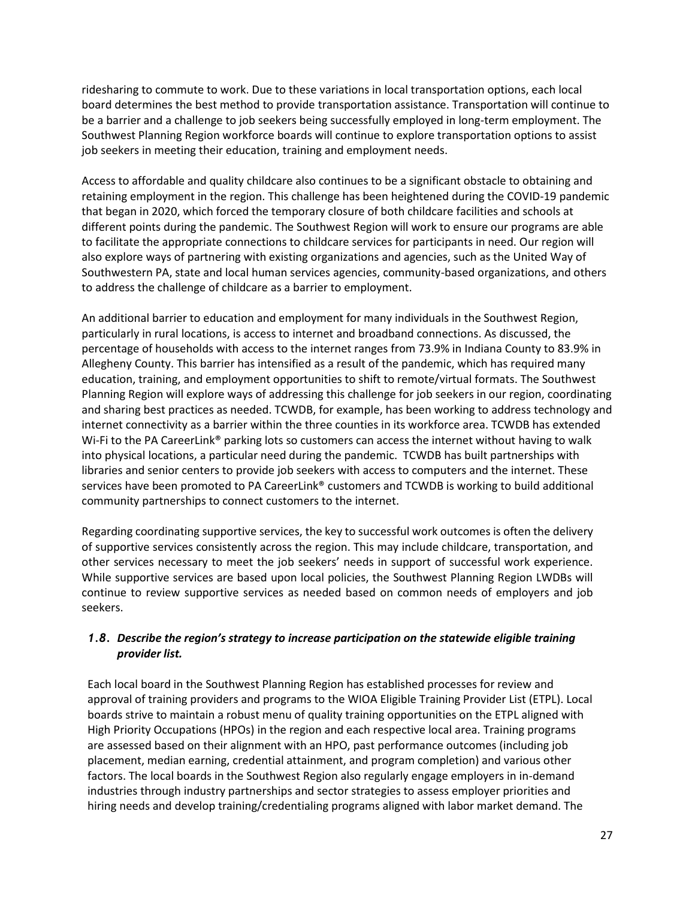ridesharing to commute to work. Due to these variations in local transportation options, each local board determines the best method to provide transportation assistance. Transportation will continue to be a barrier and a challenge to job seekers being successfully employed in long-term employment. The Southwest Planning Region workforce boards will continue to explore transportation options to assist job seekers in meeting their education, training and employment needs.

Access to affordable and quality childcare also continues to be a significant obstacle to obtaining and retaining employment in the region. This challenge has been heightened during the COVID-19 pandemic that began in 2020, which forced the temporary closure of both childcare facilities and schools at different points during the pandemic. The Southwest Region will work to ensure our programs are able to facilitate the appropriate connections to childcare services for participants in need. Our region will also explore ways of partnering with existing organizations and agencies, such as the United Way of Southwestern PA, state and local human services agencies, community-based organizations, and others to address the challenge of childcare as a barrier to employment.

An additional barrier to education and employment for many individuals in the Southwest Region, particularly in rural locations, is access to internet and broadband connections. As discussed, the percentage of households with access to the internet ranges from 73.9% in Indiana County to 83.9% in Allegheny County. This barrier has intensified as a result of the pandemic, which has required many education, training, and employment opportunities to shift to remote/virtual formats. The Southwest Planning Region will explore ways of addressing this challenge for job seekers in our region, coordinating and sharing best practices as needed. TCWDB, for example, has been working to address technology and internet connectivity as a barrier within the three counties in its workforce area. TCWDB has extended Wi-Fi to the PA CareerLink® parking lots so customers can access the internet without having to walk into physical locations, a particular need during the pandemic. TCWDB has built partnerships with libraries and senior centers to provide job seekers with access to computers and the internet. These services have been promoted to PA CareerLink® customers and TCWDB is working to build additional community partnerships to connect customers to the internet.

Regarding coordinating supportive services, the key to successful work outcomes is often the delivery of supportive services consistently across the region. This may include childcare, transportation, and other services necessary to meet the job seekers' needs in support of successful work experience. While supportive services are based upon local policies, the Southwest Planning Region LWDBs will continue to review supportive services as needed based on common needs of employers and job seekers.

### *1.8. Describe the region's strategy to increase participation on the statewide eligible training provider list.*

Each local board in the Southwest Planning Region has established processes for review and approval of training providers and programs to the WIOA Eligible Training Provider List (ETPL). Local boards strive to maintain a robust menu of quality training opportunities on the ETPL aligned with High Priority Occupations (HPOs) in the region and each respective local area. Training programs are assessed based on their alignment with an HPO, past performance outcomes (including job placement, median earning, credential attainment, and program completion) and various other factors. The local boards in the Southwest Region also regularly engage employers in in-demand industries through industry partnerships and sector strategies to assess employer priorities and hiring needs and develop training/credentialing programs aligned with labor market demand. The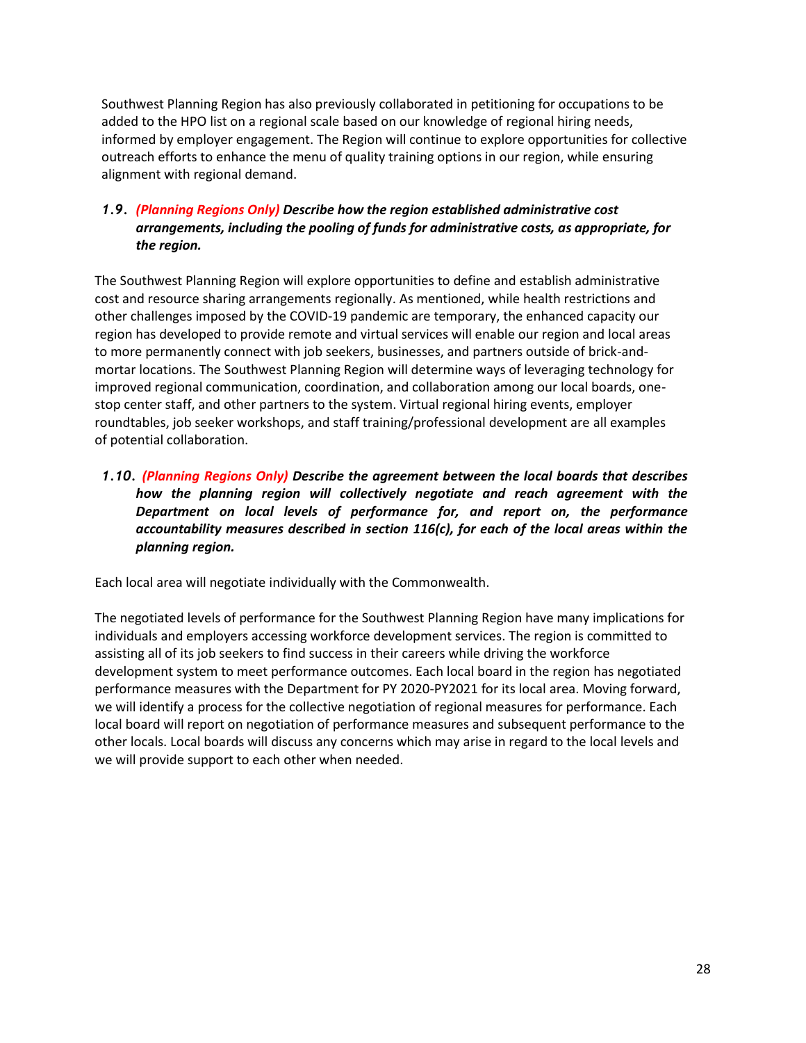Southwest Planning Region has also previously collaborated in petitioning for occupations to be added to the HPO list on a regional scale based on our knowledge of regional hiring needs, informed by employer engagement. The Region will continue to explore opportunities for collective outreach efforts to enhance the menu of quality training options in our region, while ensuring alignment with regional demand.

### *1.9. (Planning Regions Only) **Describe how the region established administrative cost arrangements, including the pooling of funds for administrative costs, as appropriate, for the region.***

The Southwest Planning Region will explore opportunities to define and establish administrative cost and resource sharing arrangements regionally. As mentioned, while health restrictions and other challenges imposed by the COVID-19 pandemic are temporary, the enhanced capacity our region has developed to provide remote and virtual services will enable our region and local areas to more permanently connect with job seekers, businesses, and partners outside of brick-and-mortar locations. The Southwest Planning Region will determine ways of leveraging technology for improved regional communication, coordination, and collaboration among our local boards, one-stop center staff, and other partners to the system. Virtual regional hiring events, employer roundtables, job seeker workshops, and staff training/professional development are all examples of potential collaboration.

### *1.10. (Planning Regions Only) **Describe the agreement between the local boards that describes how the planning region will collectively negotiate and reach agreement with the Department on local levels of performance for, and report on, the performance accountability measures described in section 116(c), for each of the local areas within the planning region.***

Each local area will negotiate individually with the Commonwealth.

The negotiated levels of performance for the Southwest Planning Region have many implications for individuals and employers accessing workforce development services. The region is committed to assisting all of its job seekers to find success in their careers while driving the workforce development system to meet performance outcomes. Each local board in the region has negotiated performance measures with the Department for PY 2020-PY2021 for its local area. Moving forward, we will identify a process for the collective negotiation of regional measures for performance. Each local board will report on negotiation of performance measures and subsequent performance to the other locals. Local boards will discuss any concerns which may arise in regard to the local levels and we will provide support to each other when needed.